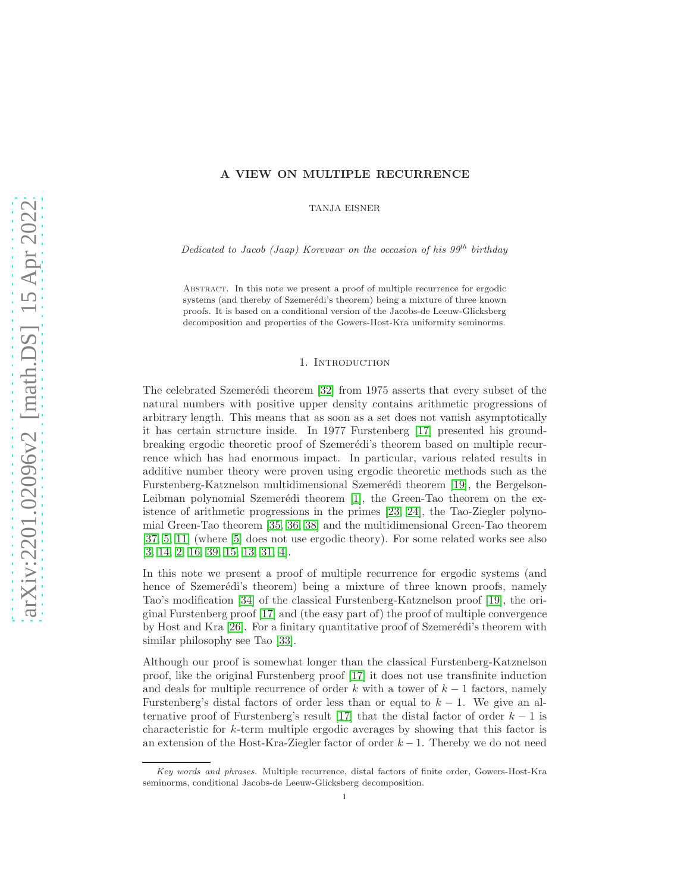# A VIEW ON MULTIPLE RECURRENCE

TANJA EISNER

*Dedicated to Jacob (Jaap) Korevaar on the occasion of his 99th birthday*

Abstract. In this note we present a proof of multiple recurrence for ergodic systems (and thereby of Szemerédi's theorem) being a mixture of three known proofs. It is based on a conditional version of the Jacobs-de Leeuw-Glicksberg decomposition and properties of the Gowers-Host-Kra uniformity seminorms.

## 1. Introduction

The celebrated Szemerédi theorem [32] from 1975 asserts that every subset of the natural numbers with positive upper density contains arithmetic progressions of arbitrary length. This means that as soon as a set does not vanish asymptotically it has certain structure inside. In 1977 Furstenberg [17] presented his groundbreaking ergodic theoretic proof of Szemerédi's theorem based on multiple recurrence which has had enormous impact. In particular, various related results in additive number theory were proven using ergodic theoretic methods such as the Furstenberg-Katznelson multidimensional Szemerédi theorem [19], the Bergelson-Leibman polynomial Szemerédi theorem [1], the Green-Tao theorem on the existence of arithmetic progressions in the primes [23, 24], the Tao-Ziegler polynomial Green-Tao theorem [35, 36, 38] and the multidimensional Green-Tao theorem [37, 5, 11] (where [5] does not use ergodic theory). For some related works see also [3, 14, 2, 16, 39, 15, 13, 31, 4].

In this note we present a proof of multiple recurrence for ergodic systems (and hence of Szemerédi's theorem) being a mixture of three known proofs, namely Tao's modification [34] of the classical Furstenberg-Katznelson proof [19], the original Furstenberg proof [17] and (the easy part of) the proof of multiple convergence by Host and Kra [26]. For a finitary quantitative proof of Szemerédi's theorem with similar philosophy see Tao [33].

Although our proof is somewhat longer than the classical Furstenberg-Katznelson proof, like the original Furstenberg proof [17] it does not use transfinite induction and deals for multiple recurrence of order $k$ with a tower of $k-1$ factors, namely Furstenberg's distal factors of order less than or equal to $k-1$. We give an alternative proof of Furstenberg's result [17] that the distal factor of order $k-1$ is characteristic for $k$-term multiple ergodic averages by showing that this factor is an extension of the Host-Kra-Ziegler factor of order $k-1$. Thereby we do not need

*Key words and phrases.* Multiple recurrence, distal factors of finite order, Gowers-Host-Kra seminorms, conditional Jacobs-de Leeuw-Glicksberg decomposition.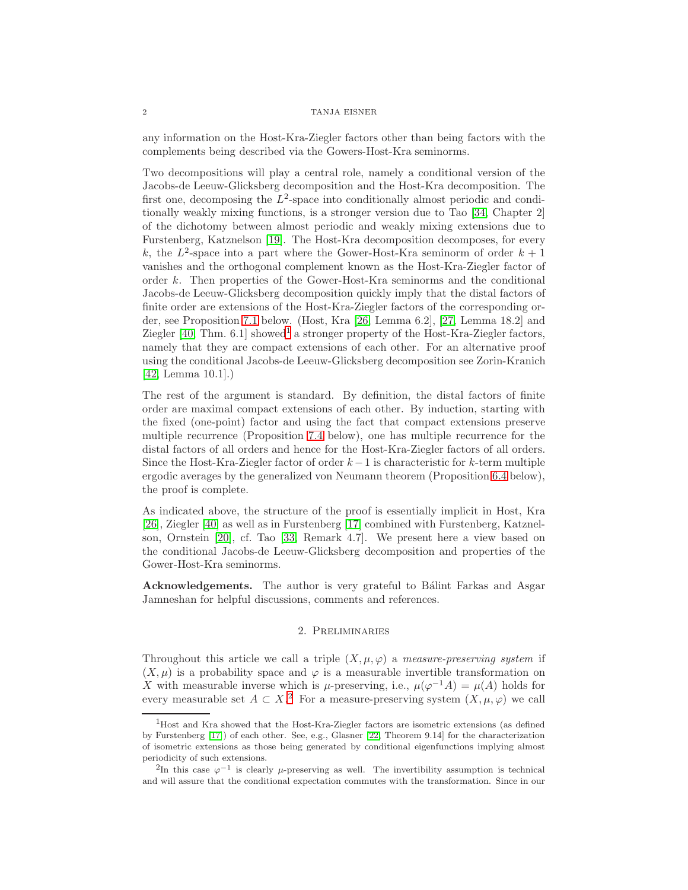any information on the Host-Kra-Ziegler factors other than being factors with the complements being described via the Gowers-Host-Kra seminorms.

Two decompositions will play a central role, namely a conditional version of the Jacobs-de Leeuw-Glicksberg decomposition and the Host-Kra decomposition. The first one, decomposing the $L^2$-space into conditionally almost periodic and conditionally weakly mixing functions, is a stronger version due to Tao [34, Chapter 2] of the dichotomy between almost periodic and weakly mixing extensions due to Furstenberg, Katznelson [19]. The Host-Kra decomposition decomposes, for every $k$, the $L^2$-space into a part where the Gower-Host-Kra seminorm of order $k+1$ vanishes and the orthogonal complement known as the Host-Kra-Ziegler factor of order $k$. Then properties of the Gower-Host-Kra seminorms and the conditional Jacobs-de Leeuw-Glicksberg decomposition quickly imply that the distal factors of finite order are extensions of the Host-Kra-Ziegler factors of the corresponding order, see Proposition 7.1 below. (Host, Kra [26, Lemma 6.2], [27, Lemma 18.2] and Ziegler [40, Thm. 6.1] showed[1] a stronger property of the Host-Kra-Ziegler factors, namely that they are compact extensions of each other. For an alternative proof using the conditional Jacobs-de Leeuw-Glicksberg decomposition see Zorin-Kranich [42, Lemma 10.1].)

The rest of the argument is standard. By definition, the distal factors of finite order are maximal compact extensions of each other. By induction, starting with the fixed (one-point) factor and using the fact that compact extensions preserve multiple recurrence (Proposition 7.4 below), one has multiple recurrence for the distal factors of all orders and hence for the Host-Kra-Ziegler factors of all orders. Since the Host-Kra-Ziegler factor of order $k-1$ is characteristic for $k$-term multiple ergodic averages by the generalized von Neumann theorem (Proposition 6.4 below), the proof is complete.

As indicated above, the structure of the proof is essentially implicit in Host, Kra [26], Ziegler [40] as well as in Furstenberg [17] combined with Furstenberg, Katznelson, Ornstein [20], cf. Tao [33, Remark 4.7]. We present here a view based on the conditional Jacobs-de Leeuw-Glicksberg decomposition and properties of the Gower-Host-Kra seminorms.

**Acknowledgements.** The author is very grateful to Bálint Farkas and Asgar Jamneshan for helpful discussions, comments and references.

## 2. Preliminaries

Throughout this article we call a triple $(X, \mu, \varphi)$ a *measure-preserving system* if $(X, \mu)$ is a probability space and $\varphi$ is a measurable invertible transformation on $X$ with measurable inverse which is $\mu$-preserving, i.e., $\mu(\varphi^{-1}A) = \mu(A)$ holds for every measurable set $A \subset X$.[2] For a measure-preserving system $(X, \mu, \varphi)$ we call

[1] Host and Kra showed that the Host-Kra-Ziegler factors are isometric extensions (as defined by Furstenberg [17]) of each other. See, e.g., Glasner [22, Theorem 9.14] for the characterization of isometric extensions as those being generated by conditional eigenfunctions implying almost periodicity of such extensions.

[2] In this case $\varphi^{-1}$ is clearly $\mu$-preserving as well. The invertibility assumption is technical and will assure that the conditional expectation commutes with the transformation. Since in our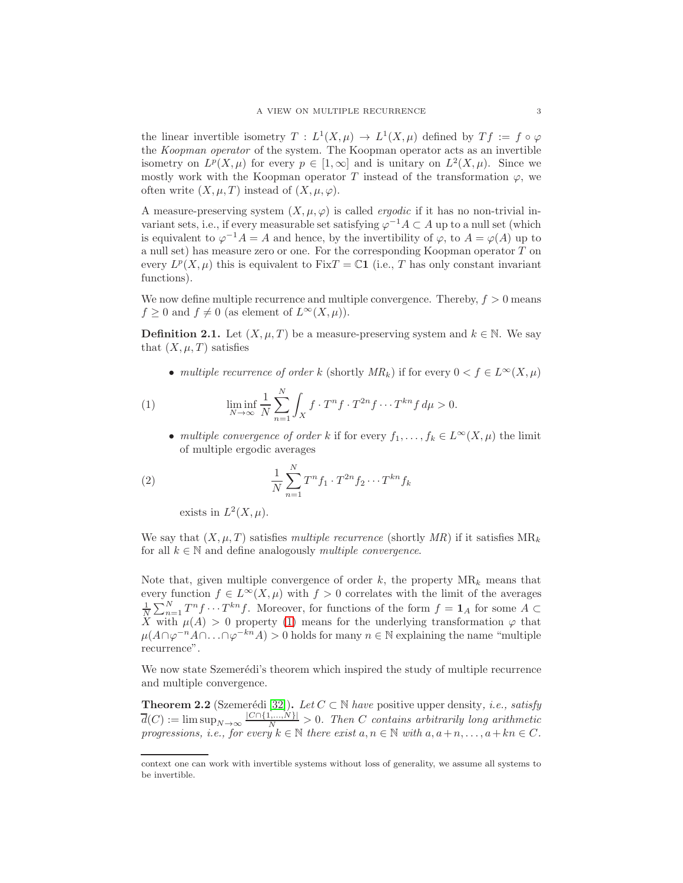the linear invertible isometry $T : L^1(X,\mu) \to L^1(X,\mu)$ defined by $Tf := f \circ \varphi$ the *Koopman operator* of the system. The Koopman operator acts as an invertible isometry on $L^p(X,\mu)$ for every $p \in [1,\infty]$ and is unitary on $L^2(X,\mu)$. Since we mostly work with the Koopman operator $T$ instead of the transformation $\varphi$, we often write $(X,\mu,T)$ instead of $(X,\mu,\varphi)$.

A measure-preserving system $(X,\mu,\varphi)$ is called *ergodic* if it has no non-trivial invariant sets, i.e., if every measurable set satisfying $\varphi^{-1}A \subset A$ up to a null set (which is equivalent to $\varphi^{-1}A = A$ and hence, by the invertibility of $\varphi$, to $A = \varphi(A)$ up to a null set) has measure zero or one. For the corresponding Koopman operator $T$ on every $L^p(X,\mu)$ this is equivalent to $\mathrm{Fix}T = \mathbb{C}\mathbf{1}$ (i.e., $T$ has only constant invariant functions).

We now define multiple recurrence and multiple convergence. Thereby, $f > 0$ means $f \geq 0$ and $f \neq 0$ (as element of $L^\infty(X,\mu)$).

**Definition 2.1.** Let $(X,\mu,T)$ be a measure-preserving system and $k \in \mathbb{N}$. We say that $(X,\mu,T)$ satisfies

- *multiple recurrence of order $k$* (shortly $MR_k$) if for every $0 < f \in L^\infty(X,\mu)$

$$\liminf_{N\to\infty} \frac{1}{N}\sum_{n=1}^{N} \int_X f \cdot T^n f \cdot T^{2n} f \cdots T^{kn} f \, d\mu > 0. \tag{1}$$

- *multiple convergence of order $k$* if for every $f_1,\dots,f_k \in L^\infty(X,\mu)$ the limit of multiple ergodic averages

$$\frac{1}{N}\sum_{n=1}^{N} T^n f_1 \cdot T^{2n} f_2 \cdots T^{kn} f_k \tag{2}$$

exists in $L^2(X,\mu)$.

We say that $(X,\mu,T)$ satisfies *multiple recurrence* (shortly *MR*) if it satisfies $\mathrm{MR}_k$ for all $k \in \mathbb{N}$ and define analogously *multiple convergence*.

Note that, given multiple convergence of order $k$, the property $\mathrm{MR}_k$ means that every function $f \in L^\infty(X,\mu)$ with $f > 0$ correlates with the limit of the averages $\frac{1}{N}\sum_{n=1}^{N} T^n f \cdots T^{kn} f$. Moreover, for functions of the form $f = \mathbf{1}_A$ for some $A \subset X$ with $\mu(A) > 0$ property (1) means for the underlying transformation $\varphi$ that $\mu(A \cap \varphi^{-n}A \cap \ldots \cap \varphi^{-kn}A) > 0$ holds for many $n \in \mathbb{N}$ explaining the name "multiple recurrence".

We now state Szemerédi's theorem which inspired the study of multiple recurrence and multiple convergence.

**Theorem 2.2** (Szemerédi [32])**.** *Let $C \subset \mathbb{N}$ have* positive upper density*, i.e., satisfy $\overline{d}(C) := \limsup_{N\to\infty} \frac{|C\cap\{1,\dots,N\}|}{N} > 0$. Then $C$ contains arbitrarily long arithmetic progressions, i.e., for every $k \in \mathbb{N}$ there exist $a, n \in \mathbb{N}$ with $a, a+n, \dots, a+kn \in C$.*

---

context one can work with invertible systems without loss of generality, we assume all systems to be invertible.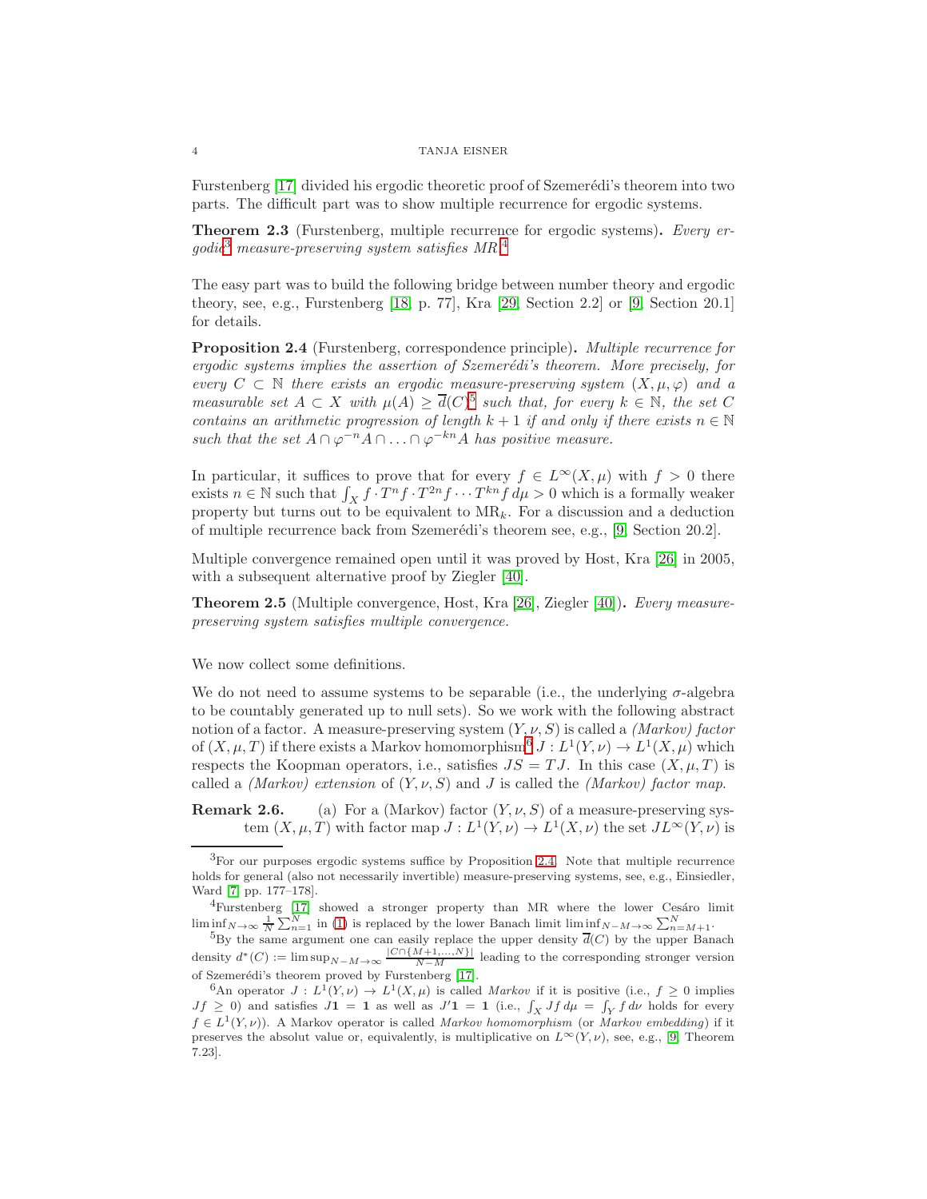Furstenberg [17] divided his ergodic theoretic proof of Szemerédi's theorem into two parts. The difficult part was to show multiple recurrence for ergodic systems.

**Theorem 2.3** (Furstenberg, multiple recurrence for ergodic systems)**.** *Every ergodic*[3] *measure-preserving system satisfies MR.*[4]

The easy part was to build the following bridge between number theory and ergodic theory, see, e.g., Furstenberg [18, p. 77], Kra [29, Section 2.2] or [9, Section 20.1] for details.

**Proposition 2.4** (Furstenberg, correspondence principle)**.** *Multiple recurrence for ergodic systems implies the assertion of Szemerédi's theorem. More precisely, for every $C \subset \mathbb{N}$ there exists an ergodic measure-preserving system $(X, \mu, \varphi)$ and a measurable set $A \subset X$ with $\mu(A) \geq \overline{d}(C)$*[5] *such that, for every $k \in \mathbb{N}$, the set $C$ contains an arithmetic progression of length $k+1$ if and only if there exists $n \in \mathbb{N}$ such that the set $A \cap \varphi^{-n}A \cap \ldots \cap \varphi^{-kn}A$ has positive measure.*

In particular, it suffices to prove that for every $f \in L^\infty(X, \mu)$ with $f > 0$ there exists $n \in \mathbb{N}$ such that $\int_X f \cdot T^n f \cdot T^{2n} f \cdots T^{kn} f \, d\mu > 0$ which is a formally weaker property but turns out to be equivalent to $\mathrm{MR}_k$. For a discussion and a deduction of multiple recurrence back from Szemerédi's theorem see, e.g., [9, Section 20.2].

Multiple convergence remained open until it was proved by Host, Kra [26] in 2005, with a subsequent alternative proof by Ziegler [40].

**Theorem 2.5** (Multiple convergence, Host, Kra [26], Ziegler [40])**.** *Every measure-preserving system satisfies multiple convergence.*

We now collect some definitions.

We do not need to assume systems to be separable (i.e., the underlying $\sigma$-algebra to be countably generated up to null sets). So we work with the following abstract notion of a factor. A measure-preserving system $(Y, \nu, S)$ is called a *(Markov) factor* of $(X, \mu, T)$ if there exists a Markov homomorphism[6] $J : L^1(Y, \nu) \to L^1(X, \mu)$ which respects the Koopman operators, i.e., satisfies $JS = TJ$. In this case $(X, \mu, T)$ is called a *(Markov) extension* of $(Y, \nu, S)$ and $J$ is called the *(Markov) factor map*.

**Remark 2.6.** (a) For a (Markov) factor $(Y, \nu, S)$ of a measure-preserving system $(X, \mu, T)$ with factor map $J : L^1(Y, \nu) \to L^1(X, \nu)$ the set $JL^\infty(Y, \nu)$ is

---

[3] For our purposes ergodic systems suffice by Proposition 2.4. Note that multiple recurrence holds for general (also not necessarily invertible) measure-preserving systems, see, e.g., Einsiedler, Ward [7, pp. 177–178].

[4] Furstenberg [17] showed a stronger property than MR where the lower Cesáro limit $\liminf_{N\to\infty} \frac{1}{N}\sum_{n=1}^{N}$ in (1) is replaced by the lower Banach limit $\liminf_{N-M\to\infty} \sum_{n=M+1}^{N}$.

[5] By the same argument one can easily replace the upper density $\overline{d}(C)$ by the upper Banach density $d^*(C) := \limsup_{N-M\to\infty} \frac{|C \cap \{M+1,\ldots,N\}|}{N-M}$ leading to the corresponding stronger version of Szemerédi's theorem proved by Furstenberg [17].

[6] An operator $J : L^1(Y, \nu) \to L^1(X, \mu)$ is called *Markov* if it is positive (i.e., $f \geq 0$ implies $Jf \geq 0$) and satisfies $J\mathbf{1} = \mathbf{1}$ as well as $J'\mathbf{1} = \mathbf{1}$ (i.e., $\int_X Jf \, d\mu = \int_Y f \, d\nu$ holds for every $f \in L^1(Y, \nu)$). A Markov operator is called *Markov homomorphism* (or *Markov embedding*) if it preserves the absolut value or, equivalently, is multiplicative on $L^\infty(Y, \nu)$, see, e.g., [9, Theorem 7.23].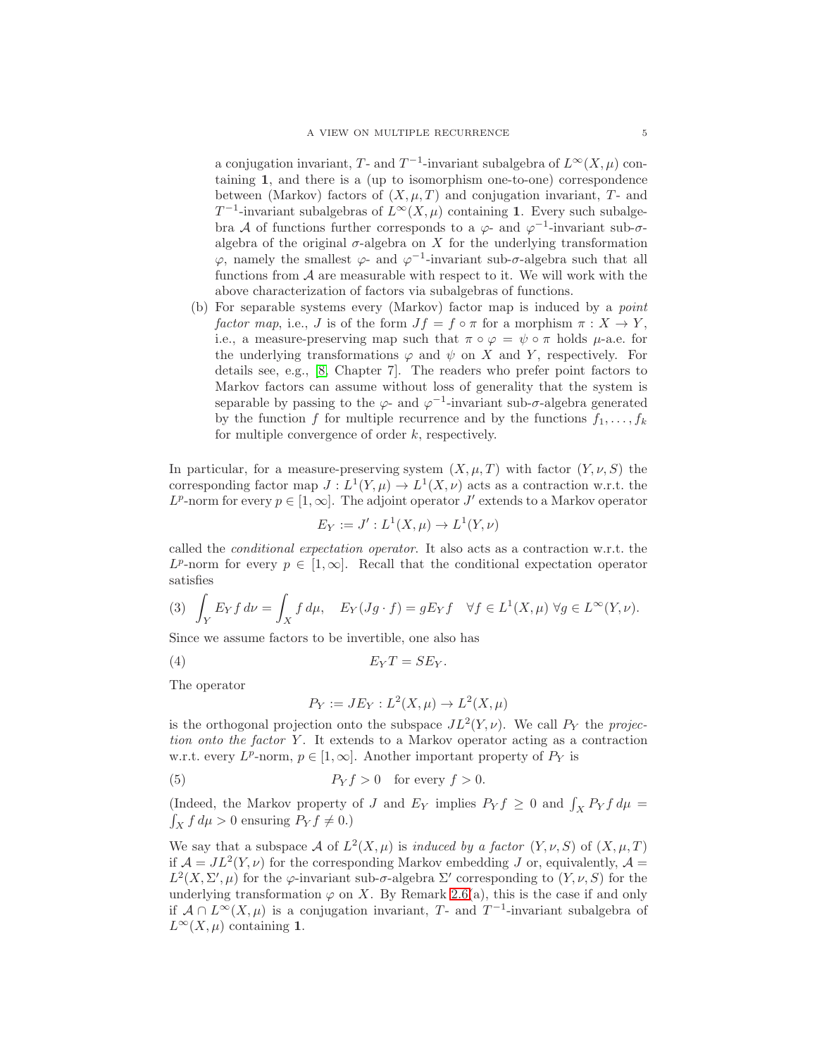a conjugation invariant, $T$- and $T^{-1}$-invariant subalgebra of $L^\infty(X,\mu)$ containing $\mathbf{1}$, and there is a (up to isomorphism one-to-one) correspondence between (Markov) factors of $(X,\mu,T)$ and conjugation invariant, $T$- and $T^{-1}$-invariant subalgebras of $L^\infty(X,\mu)$ containing $\mathbf{1}$. Every such subalgebra $\mathcal{A}$ of functions further corresponds to a $\varphi$- and $\varphi^{-1}$-invariant sub-$\sigma$-algebra of the original $\sigma$-algebra on $X$ for the underlying transformation $\varphi$, namely the smallest $\varphi$- and $\varphi^{-1}$-invariant sub-$\sigma$-algebra such that all functions from $\mathcal{A}$ are measurable with respect to it. We will work with the above characterization of factors via subalgebras of functions.

(b) For separable systems every (Markov) factor map is induced by a *point factor map*, i.e., $J$ is of the form $Jf = f\circ\pi$ for a morphism $\pi : X \to Y$, i.e., a measure-preserving map such that $\pi\circ\varphi = \psi\circ\pi$ holds $\mu$-a.e. for the underlying transformations $\varphi$ and $\psi$ on $X$ and $Y$, respectively. For details see, e.g., [8, Chapter 7]. The readers who prefer point factors to Markov factors can assume without loss of generality that the system is separable by passing to the $\varphi$- and $\varphi^{-1}$-invariant sub-$\sigma$-algebra generated by the function $f$ for multiple recurrence and by the functions $f_1,\ldots,f_k$ for multiple convergence of order $k$, respectively.

In particular, for a measure-preserving system $(X,\mu,T)$ with factor $(Y,\nu,S)$ the corresponding factor map $J : L^1(Y,\mu)\to L^1(X,\nu)$ acts as a contraction w.r.t. the $L^p$-norm for every $p\in[1,\infty]$. The adjoint operator $J'$ extends to a Markov operator

$$E_Y := J' : L^1(X,\mu)\to L^1(Y,\nu)$$

called the *conditional expectation operator*. It also acts as a contraction w.r.t. the $L^p$-norm for every $p\in[1,\infty]$. Recall that the conditional expectation operator satisfies

$$(3)\quad \int_Y E_Y f\,d\nu = \int_X f\,d\mu,\quad E_Y(Jg\cdot f) = gE_Y f\quad \forall f\in L^1(X,\mu)\ \forall g\in L^\infty(Y,\nu).$$

Since we assume factors to be invertible, one also has

$$(4)\qquad E_Y T = S E_Y.$$

The operator

$$P_Y := JE_Y : L^2(X,\mu)\to L^2(X,\mu)$$

is the orthogonal projection onto the subspace $JL^2(Y,\nu)$. We call $P_Y$ the *projection onto the factor* $Y$. It extends to a Markov operator acting as a contraction w.r.t. every $L^p$-norm, $p\in[1,\infty]$. Another important property of $P_Y$ is

$$(5)\qquad P_Y f > 0 \quad \text{for every } f>0.$$

(Indeed, the Markov property of $J$ and $E_Y$ implies $P_Y f\geq 0$ and $\int_X P_Y f\,d\mu = \int_X f\,d\mu > 0$ ensuring $P_Y f\neq 0$.)

We say that a subspace $\mathcal{A}$ of $L^2(X,\mu)$ is *induced by a factor* $(Y,\nu,S)$ of $(X,\mu,T)$ if $\mathcal{A} = JL^2(Y,\nu)$ for the corresponding Markov embedding $J$ or, equivalently, $\mathcal{A} = L^2(X,\Sigma',\mu)$ for the $\varphi$-invariant sub-$\sigma$-algebra $\Sigma'$ corresponding to $(Y,\nu,S)$ for the underlying transformation $\varphi$ on $X$. By Remark 2.6(a), this is the case if and only if $\mathcal{A}\cap L^\infty(X,\mu)$ is a conjugation invariant, $T$- and $T^{-1}$-invariant subalgebra of $L^\infty(X,\mu)$ containing $\mathbf{1}$.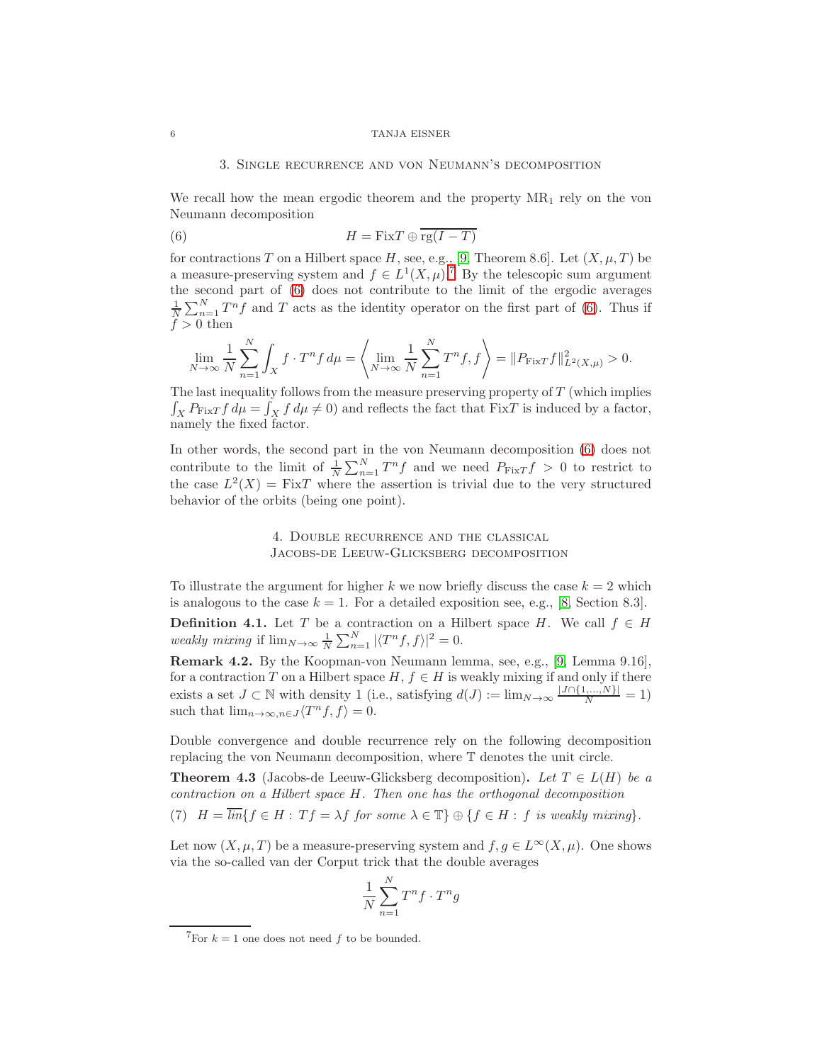## 3. Single recurrence and von Neumann's decomposition

We recall how the mean ergodic theorem and the property $\mathrm{MR}_1$ rely on the von Neumann decomposition

$$H = \mathrm{Fix}T \oplus \overline{\mathrm{rg}(I-T)} \tag{6}$$

for contractions $T$ on a Hilbert space $H$, see, e.g., [9, Theorem 8.6]. Let $(X, \mu, T)$ be a measure-preserving system and $f \in L^1(X, \mu)$.[7] By the telescopic sum argument the second part of (6) does not contribute to the limit of the ergodic averages $\frac{1}{N}\sum_{n=1}^{N} T^n f$ and $T$ acts as the identity operator on the first part of (6). Thus if $f > 0$ then

$$\lim_{N\to\infty} \frac{1}{N}\sum_{n=1}^{N} \int_X f \cdot T^n f \, d\mu = \left\langle \lim_{N\to\infty} \frac{1}{N}\sum_{n=1}^{N} T^n f, f \right\rangle = \|P_{\mathrm{Fix}T} f\|^2_{L^2(X,\mu)} > 0.$$

The last inequality follows from the measure preserving property of $T$ (which implies $\int_X P_{\mathrm{Fix}T} f \, d\mu = \int_X f \, d\mu \neq 0$) and reflects the fact that $\mathrm{Fix}T$ is induced by a factor, namely the fixed factor.

In other words, the second part in the von Neumann decomposition (6) does not contribute to the limit of $\frac{1}{N}\sum_{n=1}^{N} T^n f$ and we need $P_{\mathrm{Fix}T} f > 0$ to restrict to the case $L^2(X) = \mathrm{Fix}T$ where the assertion is trivial due to the very structured behavior of the orbits (being one point).

## 4. Double recurrence and the classical Jacobs-de Leeuw-Glicksberg decomposition

To illustrate the argument for higher $k$ we now briefly discuss the case $k = 2$ which is analogous to the case $k = 1$. For a detailed exposition see, e.g., [8, Section 8.3].

**Definition 4.1.** Let $T$ be a contraction on a Hilbert space $H$. We call $f \in H$ *weakly mixing* if $\lim_{N\to\infty} \frac{1}{N}\sum_{n=1}^{N} |\langle T^n f, f\rangle|^2 = 0$.

**Remark 4.2.** By the Koopman-von Neumann lemma, see, e.g., [9, Lemma 9.16], for a contraction $T$ on a Hilbert space $H$, $f \in H$ is weakly mixing if and only if there exists a set $J \subset \mathbb{N}$ with density 1 (i.e., satisfying $d(J) := \lim_{N\to\infty} \frac{|J \cap \{1,\ldots,N\}|}{N} = 1$) such that $\lim_{n\to\infty, n\in J} \langle T^n f, f\rangle = 0$.

Double convergence and double recurrence rely on the following decomposition replacing the von Neumann decomposition, where $\mathbb{T}$ denotes the unit circle.

**Theorem 4.3** (Jacobs-de Leeuw-Glicksberg decomposition)**.** *Let $T \in L(H)$ be a contraction on a Hilbert space $H$. Then one has the orthogonal decomposition*

$$H = \overline{\mathrm{lin}}\{f \in H : Tf = \lambda f \text{ for some } \lambda \in \mathbb{T}\} \oplus \{f \in H : f \text{ is weakly mixing}\}. \tag{7}$$

Let now $(X, \mu, T)$ be a measure-preserving system and $f, g \in L^\infty(X, \mu)$. One shows via the so-called van der Corput trick that the double averages

$$\frac{1}{N}\sum_{n=1}^{N} T^n f \cdot T^n g$$

[7] For $k = 1$ one does not need $f$ to be bounded.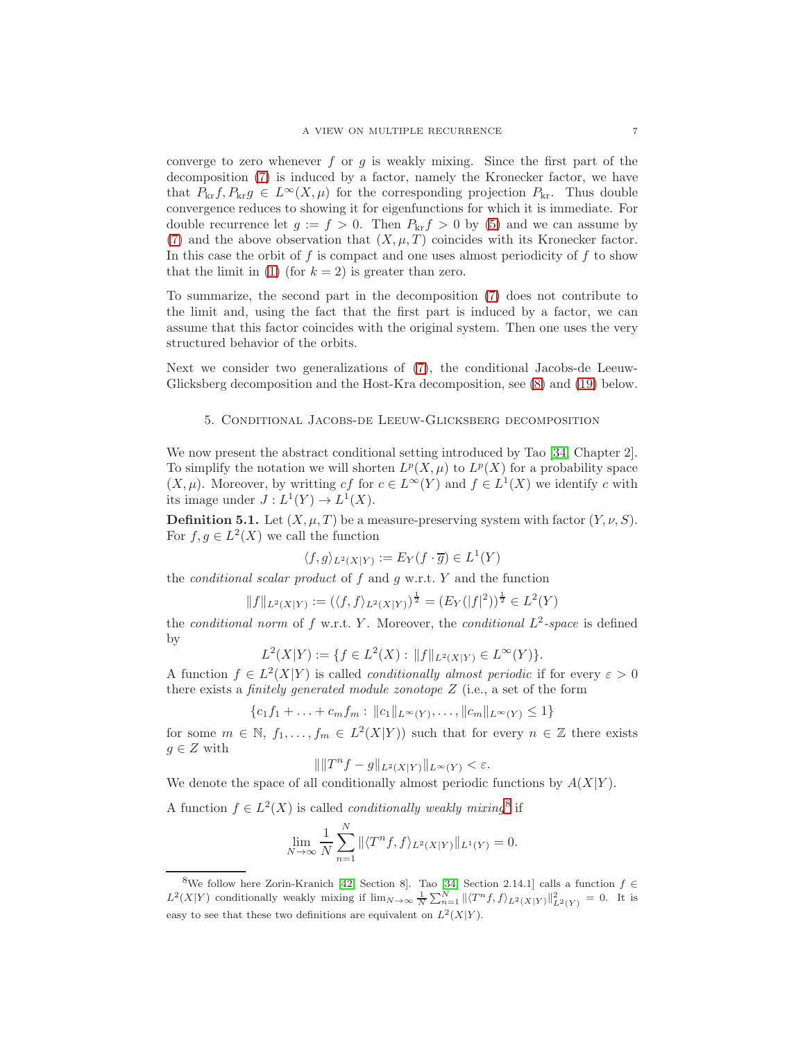converge to zero whenever $f$ or $g$ is weakly mixing. Since the first part of the decomposition (7) is induced by a factor, namely the Kronecker factor, we have that $P_{\mathrm{kr}}f, P_{\mathrm{kr}}g \in L^\infty(X,\mu)$ for the corresponding projection $P_{\mathrm{kr}}$. Thus double convergence reduces to showing it for eigenfunctions for which it is immediate. For double recurrence let $g := f > 0$. Then $P_{\mathrm{kr}}f > 0$ by (5) and we can assume by (7) and the above observation that $(X,\mu,T)$ coincides with its Kronecker factor. In this case the orbit of $f$ is compact and one uses almost periodicity of $f$ to show that the limit in (1) (for $k=2$) is greater than zero.

To summarize, the second part in the decomposition (7) does not contribute to the limit and, using the fact that the first part is induced by a factor, we can assume that this factor coincides with the original system. Then one uses the very structured behavior of the orbits.

Next we consider two generalizations of (7), the conditional Jacobs-de Leeuw-Glicksberg decomposition and the Host-Kra decomposition, see (8) and (19) below.

## 5. Conditional Jacobs-de Leeuw-Glicksberg decomposition

We now present the abstract conditional setting introduced by Tao [34, Chapter 2]. To simplify the notation we will shorten $L^p(X,\mu)$ to $L^p(X)$ for a probability space $(X,\mu)$. Moreover, by writting $cf$ for $c \in L^\infty(Y)$ and $f \in L^1(X)$ we identify $c$ with its image under $J : L^1(Y) \to L^1(X)$.

**Definition 5.1.** Let $(X,\mu,T)$ be a measure-preserving system with factor $(Y,\nu,S)$. For $f, g \in L^2(X)$ we call the function

$$\langle f, g\rangle_{L^2(X|Y)} := E_Y(f \cdot \overline{g}) \in L^1(Y)$$

the *conditional scalar product* of $f$ and $g$ w.r.t. $Y$ and the function

$$\|f\|_{L^2(X|Y)} := (\langle f, f\rangle_{L^2(X|Y)})^{\frac{1}{2}} = (E_Y(|f|^2))^{\frac{1}{2}} \in L^2(Y)$$

the *conditional norm* of $f$ w.r.t. $Y$. Moreover, the *conditional $L^2$-space* is defined by

$$L^2(X|Y) := \{f \in L^2(X) : \|f\|_{L^2(X|Y)} \in L^\infty(Y)\}.$$

A function $f \in L^2(X|Y)$ is called *conditionally almost periodic* if for every $\varepsilon > 0$ there exists a *finitely generated module zonotope* $Z$ (i.e., a set of the form

$$\{c_1 f_1 + \ldots + c_m f_m : \|c_1\|_{L^\infty(Y)}, \ldots, \|c_m\|_{L^\infty(Y)} \le 1\}$$

for some $m \in \mathbb{N}$, $f_1, \ldots, f_m \in L^2(X|Y)$) such that for every $n \in \mathbb{Z}$ there exists $g \in Z$ with

$$\|\|T^n f - g\|_{L^2(X|Y)}\|_{L^\infty(Y)} < \varepsilon.$$

We denote the space of all conditionally almost periodic functions by $A(X|Y)$.

A function $f \in L^2(X)$ is called *conditionally weakly mixing*[8] if

$$\lim_{N\to\infty} \frac{1}{N}\sum_{n=1}^{N} \|\langle T^n f, f\rangle_{L^2(X|Y)}\|_{L^1(Y)} = 0.$$

[8] We follow here Zorin-Kranich [42, Section 8]. Tao [34, Section 2.14.1] calls a function $f \in L^2(X|Y)$ conditionally weakly mixing if $\lim_{N\to\infty} \frac{1}{N}\sum_{n=1}^{N} \|\langle T^n f, f\rangle_{L^2(X|Y)}\|^2_{L^2(Y)} = 0$. It is easy to see that these two definitions are equivalent on $L^2(X|Y)$.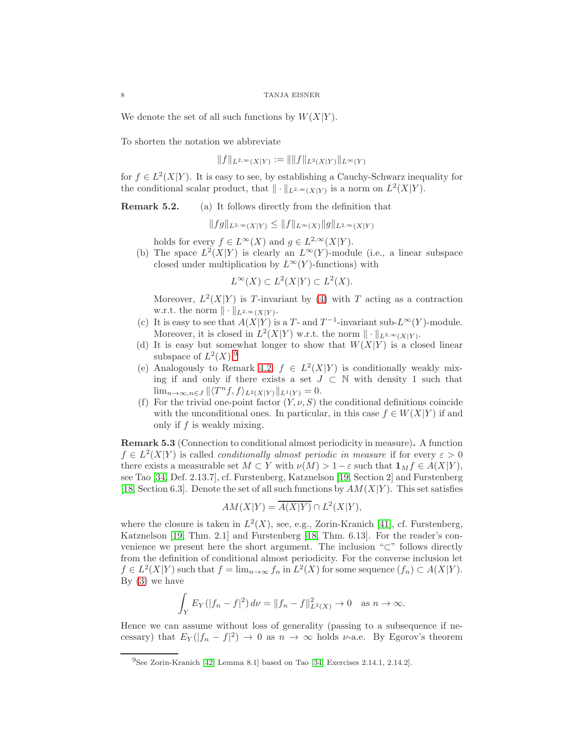We denote the set of all such functions by $W(X|Y)$.

To shorten the notation we abbreviate

$$\|f\|_{L^{2,\infty}(X|Y)} := \|\|f\|_{L^2(X|Y)}\|_{L^\infty(Y)}$$

for $f \in L^2(X|Y)$. It is easy to see, by establishing a Cauchy-Schwarz inequality for the conditional scalar product, that $\|\cdot\|_{L^{2,\infty}(X|Y)}$ is a norm on $L^2(X|Y)$.

**Remark 5.2.**

(a) It follows directly from the definition that

$$\|fg\|_{L^{2,\infty}(X|Y)} \leq \|f\|_{L^\infty(X)}\|g\|_{L^{2,\infty}(X|Y)}$$

holds for every $f \in L^\infty(X)$ and $g \in L^{2,\infty}(X|Y)$.

(b) The space $L^2(X|Y)$ is clearly an $L^\infty(Y)$-module (i.e., a linear subspace closed under multiplication by $L^\infty(Y)$-functions) with

$$L^\infty(X) \subset L^2(X|Y) \subset L^2(X).$$

Moreover, $L^2(X|Y)$ is $T$-invariant by (4) with $T$ acting as a contraction w.r.t. the norm $\|\cdot\|_{L^{2,\infty}(X|Y)}$.

(c) It is easy to see that $A(X|Y)$ is a $T$- and $T^{-1}$-invariant sub-$L^\infty(Y)$-module. Moreover, it is closed in $L^2(X|Y)$ w.r.t. the norm $\|\cdot\|_{L^{2,\infty}(X|Y)}$.

(d) It is easy but somewhat longer to show that $W(X|Y)$ is a closed linear subspace of $L^2(X)$.[9]

(e) Analogously to Remark 4.2, $f \in L^2(X|Y)$ is conditionally weakly mixing if and only if there exists a set $J \subset \mathbb{N}$ with density 1 such that $\lim_{n\to\infty, n\in J} \|\langle T^n f, f\rangle_{L^2(X|Y)}\|_{L^1(Y)} = 0$.

(f) For the trivial one-point factor $(Y, \nu, S)$ the conditional definitions coincide with the unconditional ones. In particular, in this case $f \in W(X|Y)$ if and only if $f$ is weakly mixing.

**Remark 5.3** (Connection to conditional almost periodicity in measure)**.** A function $f \in L^2(X|Y)$ is called *conditionally almost periodic in measure* if for every $\varepsilon > 0$ there exists a measurable set $M \subset Y$ with $\nu(M) > 1 - \varepsilon$ such that $\mathbf{1}_M f \in A(X|Y)$, see Tao [34, Def. 2.13.7], cf. Furstenberg, Katznelson [19, Section 2] and Furstenberg [18, Section 6.3]. Denote the set of all such functions by $AM(X|Y)$. This set satisfies

$$AM(X|Y) = \overline{A(X|Y)} \cap L^2(X|Y),$$

where the closure is taken in $L^2(X)$, see, e.g., Zorin-Kranich [41], cf. Furstenberg, Katznelson [19, Thm. 2.1] and Furstenberg [18, Thm. 6.13]. For the reader's convenience we present here the short argument. The inclusion "$\subset$" follows directly from the definition of conditional almost periodicity. For the converse inclusion let $f \in L^2(X|Y)$ such that $f = \lim_{n\to\infty} f_n$ in $L^2(X)$ for some sequence $(f_n) \subset A(X|Y)$. By (3) we have

$$\int_Y E_Y(|f_n - f|^2)\, d\nu = \|f_n - f\|^2_{L^2(X)} \to 0 \quad \text{as } n \to \infty.$$

Hence we can assume without loss of generality (passing to a subsequence if necessary) that $E_Y(|f_n - f|^2) \to 0$ as $n \to \infty$ holds $\nu$-a.e. By Egorov's theorem

[9] See Zorin-Kranich [42, Lemma 8.1] based on Tao [34, Exercises 2.14.1, 2.14.2].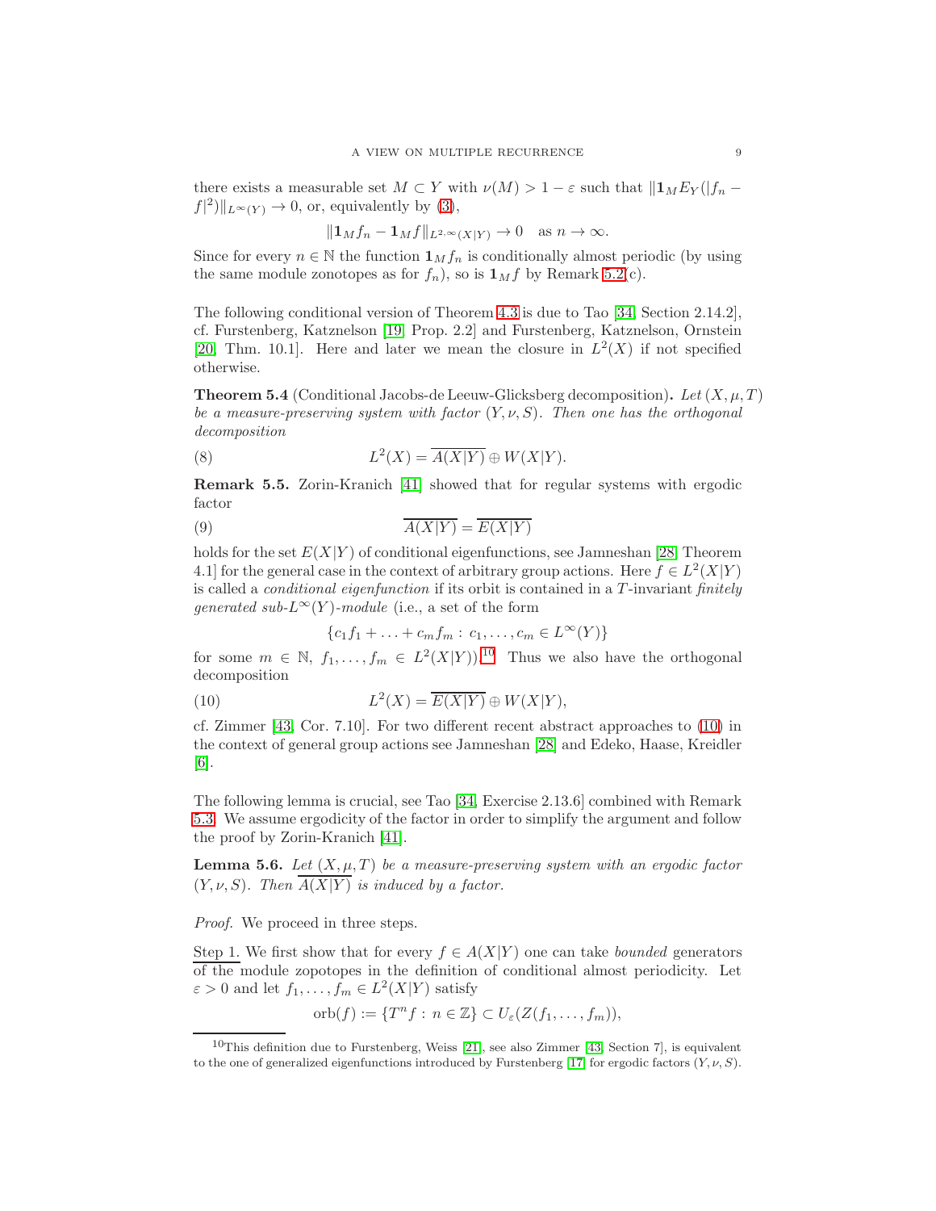there exists a measurable set $M \subset Y$ with $\nu(M) > 1 - \varepsilon$ such that $\|\mathbf{1}_M E_Y(|f_n - f|^2)\|_{L^\infty(Y)} \to 0$, or, equivalently by (3),

$$\|\mathbf{1}_M f_n - \mathbf{1}_M f\|_{L^{2,\infty}(X|Y)} \to 0 \quad \text{as } n \to \infty.$$

Since for every $n \in \mathbb{N}$ the function $\mathbf{1}_M f_n$ is conditionally almost periodic (by using the same module zonotopes as for $f_n$), so is $\mathbf{1}_M f$ by Remark 5.2(c).

The following conditional version of Theorem 4.3 is due to Tao [34, Section 2.14.2], cf. Furstenberg, Katznelson [19, Prop. 2.2] and Furstenberg, Katznelson, Ornstein [20, Thm. 10.1]. Here and later we mean the closure in $L^2(X)$ if not specified otherwise.

**Theorem 5.4** (Conditional Jacobs-de Leeuw-Glicksberg decomposition)**.** *Let $(X, \mu, T)$ be a measure-preserving system with factor $(Y, \nu, S)$. Then one has the orthogonal decomposition*

$$L^2(X) = \overline{A(X|Y)} \oplus W(X|Y). \tag{8}$$

**Remark 5.5.** Zorin-Kranich [41] showed that for regular systems with ergodic factor

$$\overline{A(X|Y)} = \overline{E(X|Y)} \tag{9}$$

holds for the set $E(X|Y)$ of conditional eigenfunctions, see Jamneshan [28, Theorem 4.1] for the general case in the context of arbitrary group actions. Here $f \in L^2(X|Y)$ is called a *conditional eigenfunction* if its orbit is contained in a $T$-invariant *finitely generated sub-$L^\infty(Y)$-module* (i.e., a set of the form

$$\{c_1 f_1 + \ldots + c_m f_m : c_1, \ldots, c_m \in L^\infty(Y)\}$$

for some $m \in \mathbb{N}$, $f_1, \ldots, f_m \in L^2(X|Y)$).[10] Thus we also have the orthogonal decomposition

$$L^2(X) = \overline{E(X|Y)} \oplus W(X|Y), \tag{10}$$

cf. Zimmer [43, Cor. 7.10]. For two different recent abstract approaches to (10) in the context of general group actions see Jamneshan [28] and Edeko, Haase, Kreidler [6].

The following lemma is crucial, see Tao [34, Exercise 2.13.6] combined with Remark 5.3. We assume ergodicity of the factor in order to simplify the argument and follow the proof by Zorin-Kranich [41].

**Lemma 5.6.** *Let $(X, \mu, T)$ be a measure-preserving system with an ergodic factor $(Y, \nu, S)$. Then $\overline{A(X|Y)}$ is induced by a factor.*

*Proof.* We proceed in three steps.

<u>Step 1.</u> We first show that for every $f \in A(X|Y)$ one can take *bounded* generators of the module zopotopes in the definition of conditional almost periodicity. Let $\varepsilon > 0$ and let $f_1, \ldots, f_m \in L^2(X|Y)$ satisfy

$$\operatorname{orb}(f) := \{T^n f : n \in \mathbb{Z}\} \subset U_\varepsilon(Z(f_1, \ldots, f_m)),$$

[10] This definition due to Furstenberg, Weiss [21], see also Zimmer [43, Section 7], is equivalent to the one of generalized eigenfunctions introduced by Furstenberg [17] for ergodic factors $(Y, \nu, S)$.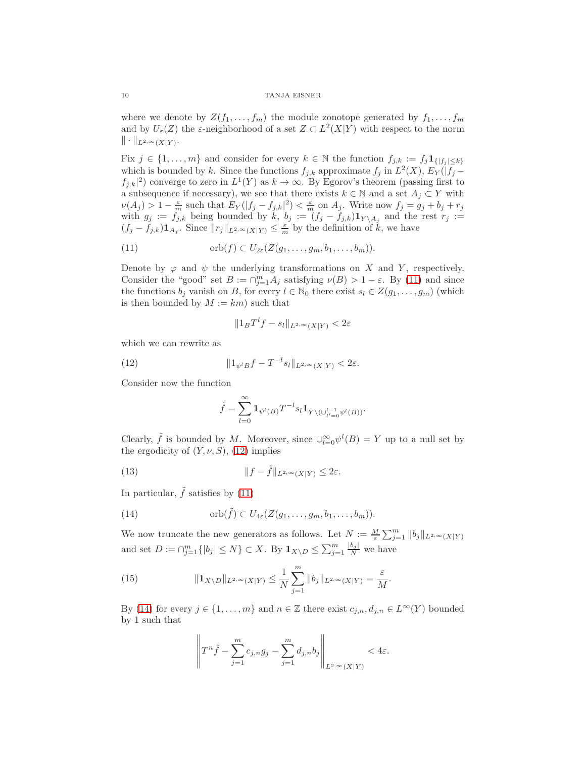where we denote by $Z(f_1,\dots,f_m)$ the module zonotope generated by $f_1,\dots,f_m$ and by $U_\varepsilon(Z)$ the $\varepsilon$-neighborhood of a set $Z\subset L^2(X|Y)$ with respect to the norm $\|\cdot\|_{L^{2,\infty}(X|Y)}$.

Fix $j\in\{1,\dots,m\}$ and consider for every $k\in\mathbb{N}$ the function $f_{j,k}:=f_j\mathbf{1}_{\{|f_j|\le k\}}$ which is bounded by $k$. Since the functions $f_{j,k}$ approximate $f_j$ in $L^2(X)$, $E_Y(|f_j-f_{j,k}|^2)$ converge to zero in $L^1(Y)$ as $k\to\infty$. By Egorov's theorem (passing first to a subsequence if necessary), we see that there exists $k\in\mathbb{N}$ and a set $A_j\subset Y$ with $\nu(A_j)>1-\frac{\varepsilon}{m}$ such that $E_Y(|f_j-f_{j,k}|^2)<\frac{\varepsilon}{m}$ on $A_j$. Write now $f_j=g_j+b_j+r_j$ with $g_j:=f_{j,k}$ being bounded by $k$, $b_j:=(f_j-f_{j,k})\mathbf{1}_{Y\setminus A_j}$ and the rest $r_j:=(f_j-f_{j,k})\mathbf{1}_{A_j}$. Since $\|r_j\|_{L^{2,\infty}(X|Y)}\le\frac{\varepsilon}{m}$ by the definition of $k$, we have

$$\operatorname{orb}(f)\subset U_{2\varepsilon}(Z(g_1,\dots,g_m,b_1,\dots,b_m)). \tag{11}$$

Denote by $\varphi$ and $\psi$ the underlying transformations on $X$ and $Y$, respectively. Consider the "good" set $B:=\cap_{j=1}^m A_j$ satisfying $\nu(B)>1-\varepsilon$. By (11) and since the functions $b_j$ vanish on $B$, for every $l\in\mathbb{N}_0$ there exist $s_l\in Z(g_1,\dots,g_m)$ (which is then bounded by $M:=km$) such that

$$\|1_BT^lf-s_l\|_{L^{2,\infty}(X|Y)}<2\varepsilon$$

which we can rewrite as

$$\|1_{\psi^lB}f-T^{-l}s_l\|_{L^{2,\infty}(X|Y)}<2\varepsilon. \tag{12}$$

Consider now the function

$$\tilde f=\sum_{l=0}^\infty \mathbf{1}_{\psi^l(B)}T^{-l}s_l\mathbf{1}_{Y\setminus(\cup_{l'=0}^{l-1}\psi^l(B))}.$$

Clearly, $\tilde f$ is bounded by $M$. Moreover, since $\cup_{l=0}^\infty\psi^l(B)=Y$ up to a null set by the ergodicity of $(Y,\nu,S)$, (12) implies

$$\|f-\tilde f\|_{L^{2,\infty}(X|Y)}\le 2\varepsilon. \tag{13}$$

In particular, $\tilde f$ satisfies by (11)

$$\operatorname{orb}(\tilde f)\subset U_{4\varepsilon}(Z(g_1,\dots,g_m,b_1,\dots,b_m)). \tag{14}$$

We now truncate the new generators as follows. Let $N:=\frac{M}{\varepsilon}\sum_{j=1}^m\|b_j\|_{L^{2,\infty}(X|Y)}$ and set $D:=\cap_{j=1}^m\{|b_j|\le N\}\subset X$. By $\mathbf{1}_{X\setminus D}\le\sum_{j=1}^m\frac{|b_j|}{N}$ we have

$$\|\mathbf{1}_{X\setminus D}\|_{L^{2,\infty}(X|Y)}\le\frac{1}{N}\sum_{j=1}^m\|b_j\|_{L^{2,\infty}(X|Y)}=\frac{\varepsilon}{M}. \tag{15}$$

By (14) for every $j\in\{1,\dots,m\}$ and $n\in\mathbb{Z}$ there exist $c_{j,n},d_{j,n}\in L^\infty(Y)$ bounded by 1 such that

$$\left\|T^n\tilde f-\sum_{j=1}^m c_{j,n}g_j-\sum_{j=1}^m d_{j,n}b_j\right\|_{L^{2,\infty}(X|Y)}<4\varepsilon.$$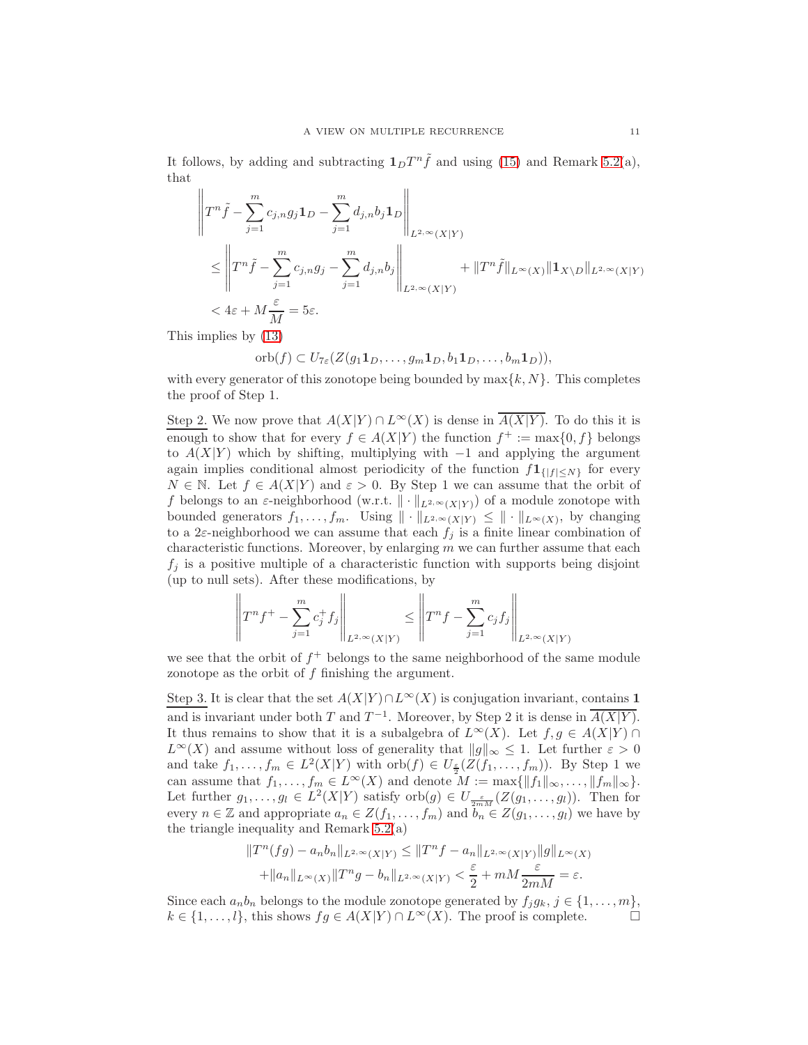It follows, by adding and subtracting $\mathbf{1}_D T^n \tilde{f}$ and using (15) and Remark 5.2(a), that

$$
\begin{aligned}
&\left\| T^n\tilde{f} - \sum_{j=1}^m c_{j,n} g_j \mathbf{1}_D - \sum_{j=1}^m d_{j,n} b_j \mathbf{1}_D \right\|_{L^{2,\infty}(X|Y)} \\
&\leq \left\| T^n\tilde{f} - \sum_{j=1}^m c_{j,n} g_j - \sum_{j=1}^m d_{j,n} b_j \right\|_{L^{2,\infty}(X|Y)} + \|T^n \tilde{f}\|_{L^\infty(X)} \|\mathbf{1}_{X\setminus D}\|_{L^{2,\infty}(X|Y)} \\
&< 4\varepsilon + M\frac{\varepsilon}{M} = 5\varepsilon.
\end{aligned}
$$

This implies by (13)

$$
\operatorname{orb}(f) \subset U_{7\varepsilon}(Z(g_1\mathbf{1}_D, \ldots, g_m\mathbf{1}_D, b_1\mathbf{1}_D, \ldots, b_m\mathbf{1}_D)),
$$

with every generator of this zonotope being bounded by $\max\{k, N\}$. This completes the proof of Step 1.

Step 2. We now prove that $A(X|Y) \cap L^\infty(X)$ is dense in $\overline{A(X|Y)}$. To do this it is enough to show that for every $f \in A(X|Y)$ the function $f^+ := \max\{0, f\}$ belongs to $A(X|Y)$ which by shifting, multiplying with $-1$ and applying the argument again implies conditional almost periodicity of the function $f\mathbf{1}_{\{|f| \leq N\}}$ for every $N \in \mathbb{N}$. Let $f \in A(X|Y)$ and $\varepsilon > 0$. By Step 1 we can assume that the orbit of $f$ belongs to an $\varepsilon$-neighborhood (w.r.t. $\|\cdot\|_{L^{2,\infty}(X|Y)}$) of a module zonotope with bounded generators $f_1, \ldots, f_m$. Using $\|\cdot\|_{L^{2,\infty}(X|Y)} \leq \|\cdot\|_{L^\infty(X)}$, by changing to a $2\varepsilon$-neighborhood we can assume that each $f_j$ is a finite linear combination of characteristic functions. Moreover, by enlarging $m$ we can further assume that each $f_j$ is a positive multiple of a characteristic function with supports being disjoint (up to null sets). After these modifications, by

$$
\left\| T^n f^+ - \sum_{j=1}^m c_j^+ f_j \right\|_{L^{2,\infty}(X|Y)} \leq \left\| T^n f - \sum_{j=1}^m c_j f_j \right\|_{L^{2,\infty}(X|Y)}
$$

we see that the orbit of $f^+$ belongs to the same neighborhood of the same module zonotope as the orbit of $f$ finishing the argument.

Step 3. It is clear that the set $A(X|Y) \cap L^\infty(X)$ is conjugation invariant, contains $\mathbf{1}$ and is invariant under both $T$ and $T^{-1}$. Moreover, by Step 2 it is dense in $\overline{A(X|Y)}$. It thus remains to show that it is a subalgebra of $L^\infty(X)$. Let $f, g \in A(X|Y) \cap L^\infty(X)$ and assume without loss of generality that $\|g\|_\infty \leq 1$. Let further $\varepsilon > 0$ and take $f_1, \ldots, f_m \in L^2(X|Y)$ with $\operatorname{orb}(f) \in U_{\frac{\varepsilon}{2}}(Z(f_1, \ldots, f_m))$. By Step 1 we can assume that $f_1, \ldots, f_m \in L^\infty(X)$ and denote $M := \max\{\|f_1\|_\infty, \ldots, \|f_m\|_\infty\}$. Let further $g_1, \ldots, g_l \in L^2(X|Y)$ satisfy $\operatorname{orb}(g) \in U_{\frac{\varepsilon}{2mM}}(Z(g_1, \ldots, g_l))$. Then for every $n \in \mathbb{Z}$ and appropriate $a_n \in Z(f_1, \ldots, f_m)$ and $b_n \in Z(g_1, \ldots, g_l)$ we have by the triangle inequality and Remark 5.2(a)

$$
\begin{aligned}
\|T^n(fg) - a_n b_n\|_{L^{2,\infty}(X|Y)} &\leq \|T^n f - a_n\|_{L^{2,\infty}(X|Y)} \|g\|_{L^\infty(X)} \\
&+ \|a_n\|_{L^\infty(X)} \|T^n g - b_n\|_{L^{2,\infty}(X|Y)} < \frac{\varepsilon}{2} + mM\frac{\varepsilon}{2mM} = \varepsilon.
\end{aligned}
$$

Since each $a_n b_n$ belongs to the module zonotope generated by $f_j g_k$, $j \in \{1, \ldots, m\}$, $k \in \{1, \ldots, l\}$, this shows $fg \in A(X|Y) \cap L^\infty(X)$. The proof is complete. $\square$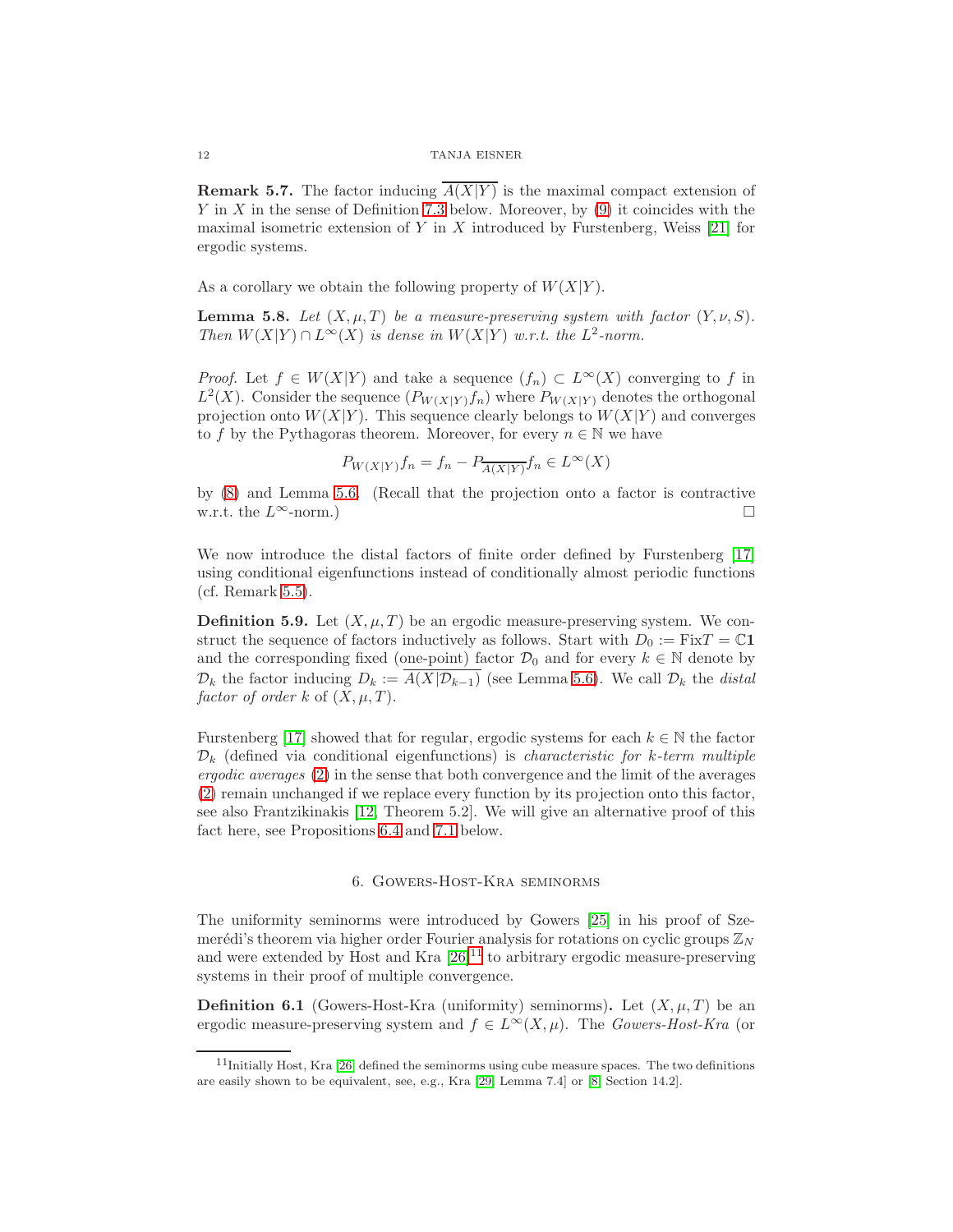**Remark 5.7.** The factor inducing $\overline{A(X|Y)}$ is the maximal compact extension of $Y$ in $X$ in the sense of Definition 7.3 below. Moreover, by (9) it coincides with the maximal isometric extension of $Y$ in $X$ introduced by Furstenberg, Weiss [21] for ergodic systems.

As a corollary we obtain the following property of $W(X|Y)$.

**Lemma 5.8.** *Let $(X, \mu, T)$ be a measure-preserving system with factor $(Y, \nu, S)$. Then $W(X|Y) \cap L^\infty(X)$ is dense in $W(X|Y)$ w.r.t. the $L^2$-norm.*

*Proof.* Let $f \in W(X|Y)$ and take a sequence $(f_n) \subset L^\infty(X)$ converging to $f$ in $L^2(X)$. Consider the sequence $(P_{W(X|Y)} f_n)$ where $P_{W(X|Y)}$ denotes the orthogonal projection onto $W(X|Y)$. This sequence clearly belongs to $W(X|Y)$ and converges to $f$ by the Pythagoras theorem. Moreover, for every $n \in \mathbb{N}$ we have

$$P_{W(X|Y)} f_n = f_n - P_{\overline{A(X|Y)}} f_n \in L^\infty(X)$$

by (8) and Lemma 5.6. (Recall that the projection onto a factor is contractive w.r.t. the $L^\infty$-norm.) $\square$

We now introduce the distal factors of finite order defined by Furstenberg [17] using conditional eigenfunctions instead of conditionally almost periodic functions (cf. Remark 5.5).

**Definition 5.9.** Let $(X, \mu, T)$ be an ergodic measure-preserving system. We construct the sequence of factors inductively as follows. Start with $D_0 := \operatorname{Fix} T = \mathbb{C}\mathbf{1}$ and the corresponding fixed (one-point) factor $\mathcal{D}_0$ and for every $k \in \mathbb{N}$ denote by $\mathcal{D}_k$ the factor inducing $D_k := \overline{A(X|\mathcal{D}_{k-1})}$ (see Lemma 5.6). We call $\mathcal{D}_k$ the *distal factor of order $k$* of $(X, \mu, T)$.

Furstenberg [17] showed that for regular, ergodic systems for each $k \in \mathbb{N}$ the factor $\mathcal{D}_k$ (defined via conditional eigenfunctions) is *characteristic for $k$-term multiple ergodic averages* (2) in the sense that both convergence and the limit of the averages (2) remain unchanged if we replace every function by its projection onto this factor, see also Frantzikinakis [12, Theorem 5.2]. We will give an alternative proof of this fact here, see Propositions 6.4 and 7.1 below.

## 6. Gowers-Host-Kra seminorms

The uniformity seminorms were introduced by Gowers [25] in his proof of Szemerédi's theorem via higher order Fourier analysis for rotations on cyclic groups $\mathbb{Z}_N$ and were extended by Host and Kra [26][11] to arbitrary ergodic measure-preserving systems in their proof of multiple convergence.

**Definition 6.1** (Gowers-Host-Kra (uniformity) seminorms)**.** Let $(X, \mu, T)$ be an ergodic measure-preserving system and $f \in L^\infty(X, \mu)$. The *Gowers-Host-Kra* (or

[11] Initially Host, Kra [26] defined the seminorms using cube measure spaces. The two definitions are easily shown to be equivalent, see, e.g., Kra [29, Lemma 7.4] or [8, Section 14.2].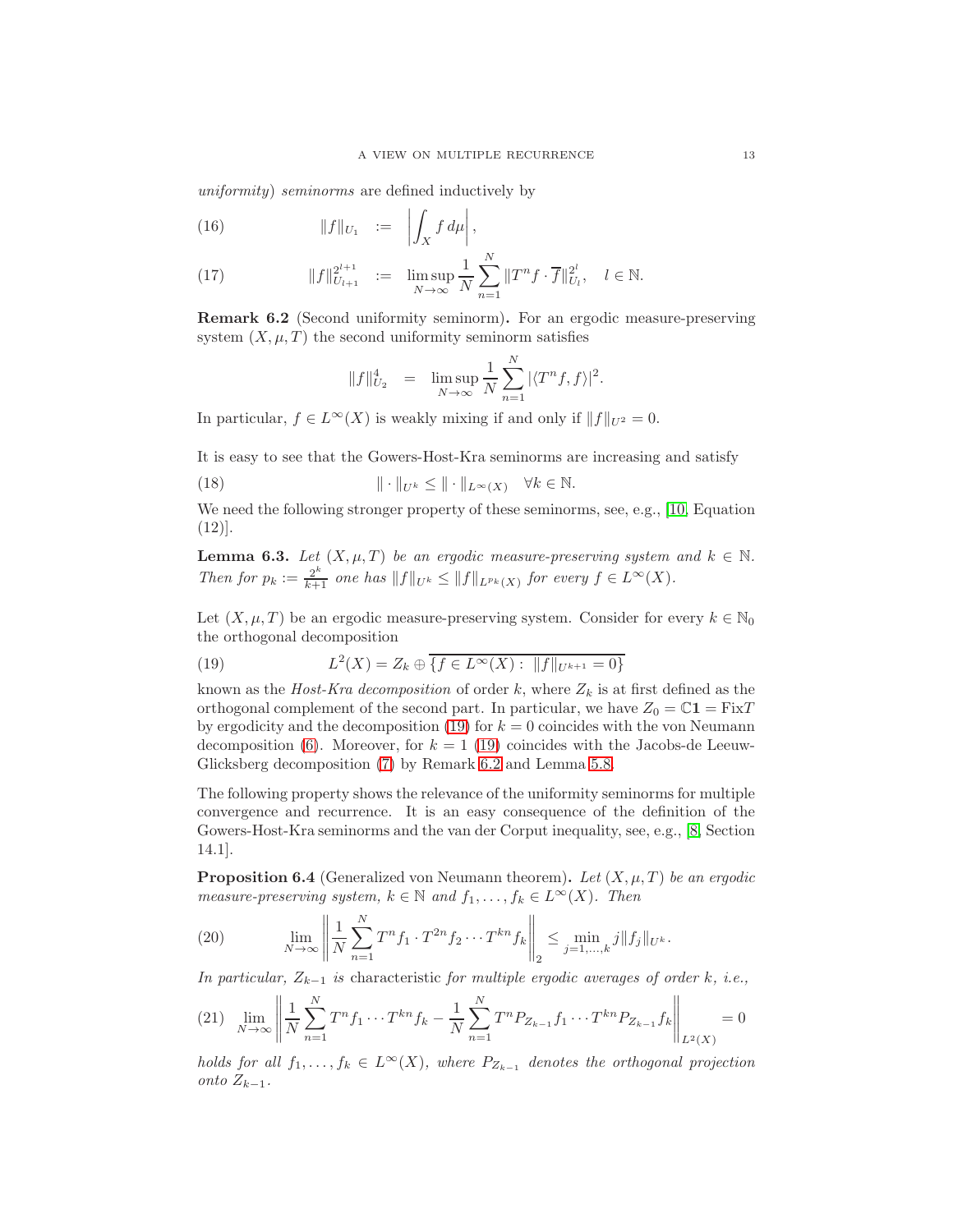*uniformity) seminorms* are defined inductively by

$$\|f\|_{U_1} := \left|\int_X f\, d\mu\right|, \tag{16}$$

$$\|f\|_{U_{l+1}}^{2^{l+1}} := \limsup_{N\to\infty} \frac{1}{N}\sum_{n=1}^{N} \|T^n f \cdot \overline{f}\|_{U_l}^{2^l}, \quad l \in \mathbb{N}. \tag{17}$$

**Remark 6.2** (Second uniformity seminorm)**.** For an ergodic measure-preserving system $(X, \mu, T)$ the second uniformity seminorm satisfies

$$\|f\|_{U_2}^4 = \limsup_{N\to\infty} \frac{1}{N}\sum_{n=1}^{N} |\langle T^n f, f\rangle|^2.$$

In particular, $f \in L^\infty(X)$ is weakly mixing if and only if $\|f\|_{U^2} = 0$.

It is easy to see that the Gowers-Host-Kra seminorms are increasing and satisfy

$$\|\cdot\|_{U^k} \leq \|\cdot\|_{L^\infty(X)} \quad \forall k \in \mathbb{N}. \tag{18}$$

We need the following stronger property of these seminorms, see, e.g., [10, Equation (12)].

**Lemma 6.3.** *Let $(X, \mu, T)$ be an ergodic measure-preserving system and $k \in \mathbb{N}$. Then for $p_k := \frac{2^k}{k+1}$ one has $\|f\|_{U^k} \leq \|f\|_{L^{p_k}(X)}$ for every $f \in L^\infty(X)$.*

Let $(X, \mu, T)$ be an ergodic measure-preserving system. Consider for every $k \in \mathbb{N}_0$ the orthogonal decomposition

$$L^2(X) = Z_k \oplus \overline{\{f \in L^\infty(X) : \ \|f\|_{U^{k+1}} = 0\}} \tag{19}$$

known as the *Host-Kra decomposition* of order $k$, where $Z_k$ is at first defined as the orthogonal complement of the second part. In particular, we have $Z_0 = \mathbb{C}\mathbf{1} = \text{Fix}T$ by ergodicity and the decomposition (19) for $k = 0$ coincides with the von Neumann decomposition (6). Moreover, for $k = 1$ (19) coincides with the Jacobs-de Leeuw-Glicksberg decomposition (7) by Remark 6.2 and Lemma 5.8.

The following property shows the relevance of the uniformity seminorms for multiple convergence and recurrence. It is an easy consequence of the definition of the Gowers-Host-Kra seminorms and the van der Corput inequality, see, e.g., [8, Section 14.1].

**Proposition 6.4** (Generalized von Neumann theorem)**.** *Let $(X, \mu, T)$ be an ergodic measure-preserving system, $k \in \mathbb{N}$ and $f_1, \ldots, f_k \in L^\infty(X)$. Then*

$$\lim_{N\to\infty} \left\| \frac{1}{N}\sum_{n=1}^{N} T^n f_1 \cdot T^{2n} f_2 \cdots T^{kn} f_k \right\|_2 \leq \min_{j=1,\ldots,k} j\|f_j\|_{U^k}. \tag{20}$$

*In particular, $Z_{k-1}$ is* characteristic *for multiple ergodic averages of order $k$, i.e.,*

$$\lim_{N\to\infty} \left\| \frac{1}{N}\sum_{n=1}^{N} T^n f_1 \cdots T^{kn} f_k - \frac{1}{N}\sum_{n=1}^{N} T^n P_{Z_{k-1}} f_1 \cdots T^{kn} P_{Z_{k-1}} f_k \right\|_{L^2(X)} = 0 \tag{21}$$

*holds for all $f_1, \ldots, f_k \in L^\infty(X)$, where $P_{Z_{k-1}}$ denotes the orthogonal projection onto $Z_{k-1}$.*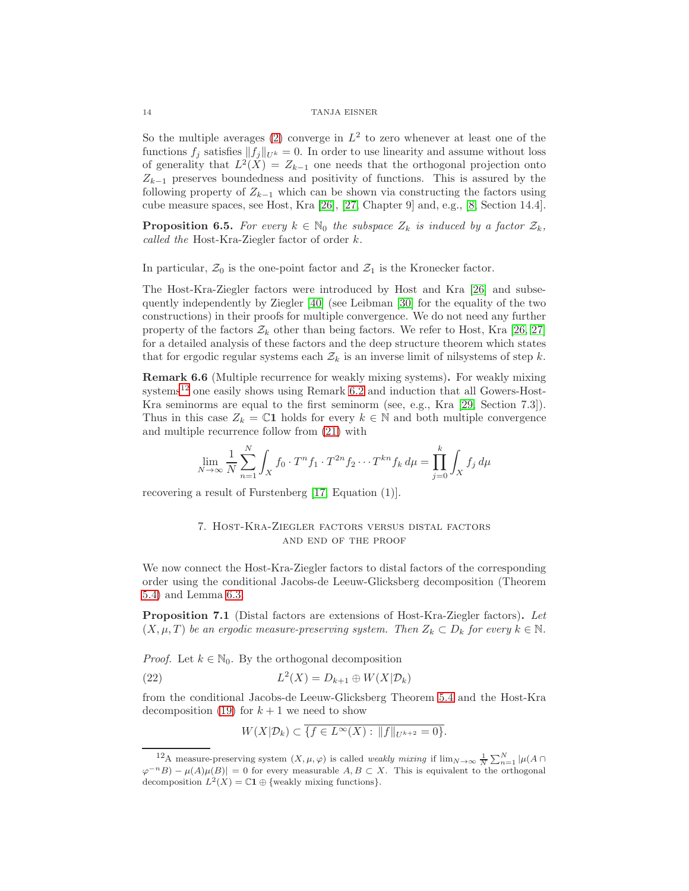So the multiple averages (2) converge in $L^2$ to zero whenever at least one of the functions $f_j$ satisfies $\|f_j\|_{U^k} = 0$. In order to use linearity and assume without loss of generality that $L^2(X) = Z_{k-1}$ one needs that the orthogonal projection onto $Z_{k-1}$ preserves boundedness and positivity of functions. This is assured by the following property of $Z_{k-1}$ which can be shown via constructing the factors using cube measure spaces, see Host, Kra [26], [27, Chapter 9] and, e.g., [8, Section 14.4].

**Proposition 6.5.** *For every $k \in \mathbb{N}_0$ the subspace $Z_k$ is induced by a factor $\mathcal{Z}_k$, called the* Host-Kra-Ziegler factor *of order $k$.*

In particular, $\mathcal{Z}_0$ is the one-point factor and $\mathcal{Z}_1$ is the Kronecker factor.

The Host-Kra-Ziegler factors were introduced by Host and Kra [26] and subsequently independently by Ziegler [40] (see Leibman [30] for the equality of the two constructions) in their proofs for multiple convergence. We do not need any further property of the factors $\mathcal{Z}_k$ other than being factors. We refer to Host, Kra [26, 27] for a detailed analysis of these factors and the deep structure theorem which states that for ergodic regular systems each $\mathcal{Z}_k$ is an inverse limit of nilsystems of step $k$.

**Remark 6.6** (Multiple recurrence for weakly mixing systems)**.** For weakly mixing systems[12] one easily shows using Remark 6.2 and induction that all Gowers-Host-Kra seminorms are equal to the first seminorm (see, e.g., Kra [29, Section 7.3]). Thus in this case $Z_k = \mathbb{C}\mathbf{1}$ holds for every $k \in \mathbb{N}$ and both multiple convergence and multiple recurrence follow from (21) with

$$\lim_{N\to\infty} \frac{1}{N}\sum_{n=1}^{N} \int_X f_0 \cdot T^n f_1 \cdot T^{2n} f_2 \cdots T^{kn} f_k \, d\mu = \prod_{j=0}^{k} \int_X f_j \, d\mu$$

recovering a result of Furstenberg [17, Equation (1)].

## 7. Host-Kra-Ziegler factors versus distal factors and end of the proof

We now connect the Host-Kra-Ziegler factors to distal factors of the corresponding order using the conditional Jacobs-de Leeuw-Glicksberg decomposition (Theorem 5.4) and Lemma 6.3.

**Proposition 7.1** (Distal factors are extensions of Host-Kra-Ziegler factors)**.** *Let $(X, \mu, T)$ be an ergodic measure-preserving system. Then $Z_k \subset D_k$ for every $k \in \mathbb{N}$.*

*Proof.* Let $k \in \mathbb{N}_0$. By the orthogonal decomposition

$$L^2(X) = D_{k+1} \oplus W(X|\mathcal{D}_k) \tag{22}$$

from the conditional Jacobs-de Leeuw-Glicksberg Theorem 5.4 and the Host-Kra decomposition (19) for $k+1$ we need to show

$$W(X|\mathcal{D}_k) \subset \overline{\{f \in L^\infty(X) : \|f\|_{U^{k+2}} = 0\}}.$$

---

[12] A measure-preserving system $(X, \mu, \varphi)$ is called *weakly mixing* if $\lim_{N\to\infty} \frac{1}{N}\sum_{n=1}^{N} |\mu(A \cap \varphi^{-n}B) - \mu(A)\mu(B)| = 0$ for every measurable $A, B \subset X$. This is equivalent to the orthogonal decomposition $L^2(X) = \mathbb{C}\mathbf{1} \oplus \{\text{weakly mixing functions}\}$.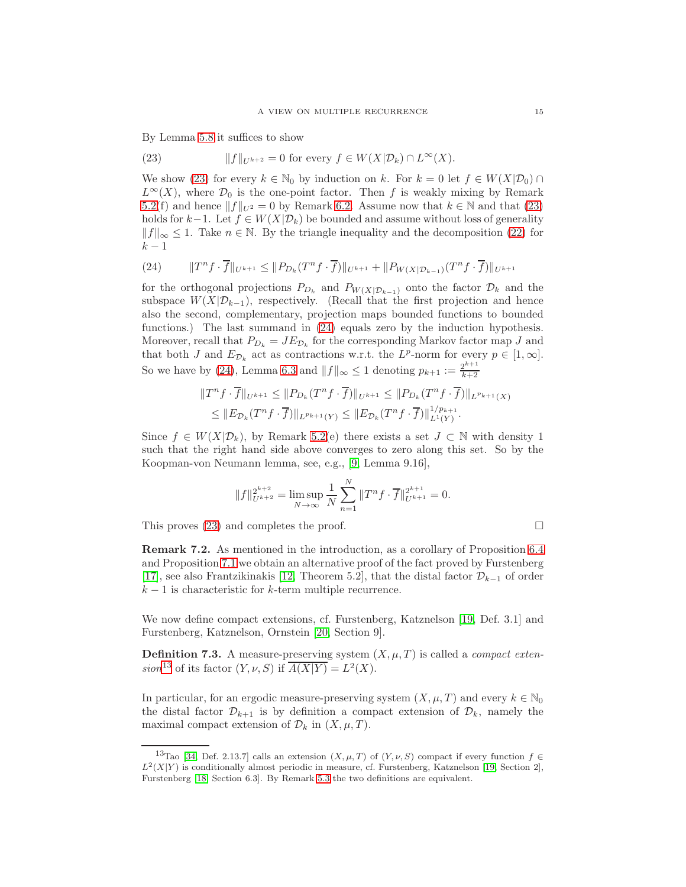By Lemma 5.8 it suffices to show

$$\|f\|_{U^{k+2}} = 0 \text{ for every } f \in W(X|\mathcal{D}_k) \cap L^\infty(X). \tag{23}$$

We show (23) for every $k \in \mathbb{N}_0$ by induction on $k$. For $k = 0$ let $f \in W(X|\mathcal{D}_0) \cap L^\infty(X)$, where $\mathcal{D}_0$ is the one-point factor. Then $f$ is weakly mixing by Remark 5.2(f) and hence $\|f\|_{U^2} = 0$ by Remark 6.2. Assume now that $k \in \mathbb{N}$ and that (23) holds for $k-1$. Let $f \in W(X|\mathcal{D}_k)$ be bounded and assume without loss of generality $\|f\|_\infty \leq 1$. Take $n \in \mathbb{N}$. By the triangle inequality and the decomposition (22) for $k-1$

$$\|T^n f \cdot \overline{f}\|_{U^{k+1}} \leq \|P_{\mathcal{D}_k}(T^n f \cdot \overline{f})\|_{U^{k+1}} + \|P_{W(X|\mathcal{D}_{k-1})}(T^n f \cdot \overline{f})\|_{U^{k+1}} \tag{24}$$

for the orthogonal projections $P_{\mathcal{D}_k}$ and $P_{W(X|\mathcal{D}_{k-1})}$ onto the factor $\mathcal{D}_k$ and the subspace $W(X|\mathcal{D}_{k-1})$, respectively. (Recall that the first projection and hence also the second, complementary, projection maps bounded functions to bounded functions.) The last summand in (24) equals zero by the induction hypothesis. Moreover, recall that $P_{\mathcal{D}_k} = JE_{\mathcal{D}_k}$ for the corresponding Markov factor map $J$ and that both $J$ and $E_{\mathcal{D}_k}$ act as contractions w.r.t. the $L^p$-norm for every $p \in [1, \infty]$. So we have by (24), Lemma 6.3 and $\|f\|_\infty \leq 1$ denoting $p_{k+1} := \frac{2^{k+1}}{k+2}$

$$\begin{aligned}
\|T^n f \cdot \overline{f}\|_{U^{k+1}} &\leq \|P_{\mathcal{D}_k}(T^n f \cdot \overline{f})\|_{U^{k+1}} \leq \|P_{\mathcal{D}_k}(T^n f \cdot \overline{f})\|_{L^{p_{k+1}}(X)} \\
&\leq \|E_{\mathcal{D}_k}(T^n f \cdot \overline{f})\|_{L^{p_{k+1}}(Y)} \leq \|E_{\mathcal{D}_k}(T^n f \cdot \overline{f})\|_{L^1(Y)}^{1/p_{k+1}}.
\end{aligned}$$

Since $f \in W(X|\mathcal{D}_k)$, by Remark 5.2(e) there exists a set $J \subset \mathbb{N}$ with density 1 such that the right hand side above converges to zero along this set. So by the Koopman-von Neumann lemma, see, e.g., [9, Lemma 9.16],

$$\|f\|_{U^{k+2}}^{2^{k+2}} = \limsup_{N \to \infty} \frac{1}{N} \sum_{n=1}^{N} \|T^n f \cdot \overline{f}\|_{U^{k+1}}^{2^{k+1}} = 0.$$

This proves (23) and completes the proof. □

**Remark 7.2.** As mentioned in the introduction, as a corollary of Proposition 6.4 and Proposition 7.1 we obtain an alternative proof of the fact proved by Furstenberg [17], see also Frantzikinakis [12, Theorem 5.2], that the distal factor $\mathcal{D}_{k-1}$ of order $k-1$ is characteristic for $k$-term multiple recurrence.

We now define compact extensions, cf. Furstenberg, Katznelson [19, Def. 3.1] and Furstenberg, Katznelson, Ornstein [20, Section 9].

**Definition 7.3.** A measure-preserving system $(X, \mu, T)$ is called a *compact extension*[13] of its factor $(Y, \nu, S)$ if $\overline{A(X|Y)} = L^2(X)$.

In particular, for an ergodic measure-preserving system $(X, \mu, T)$ and every $k \in \mathbb{N}_0$ the distal factor $\mathcal{D}_{k+1}$ is by definition a compact extension of $\mathcal{D}_k$, namely the maximal compact extension of $\mathcal{D}_k$ in $(X, \mu, T)$.

[13] Tao [34, Def. 2.13.7] calls an extension $(X, \mu, T)$ of $(Y, \nu, S)$ compact if every function $f \in L^2(X|Y)$ is conditionally almost periodic in measure, cf. Furstenberg, Katznelson [19, Section 2], Furstenberg [18, Section 6.3]. By Remark 5.3 the two definitions are equivalent.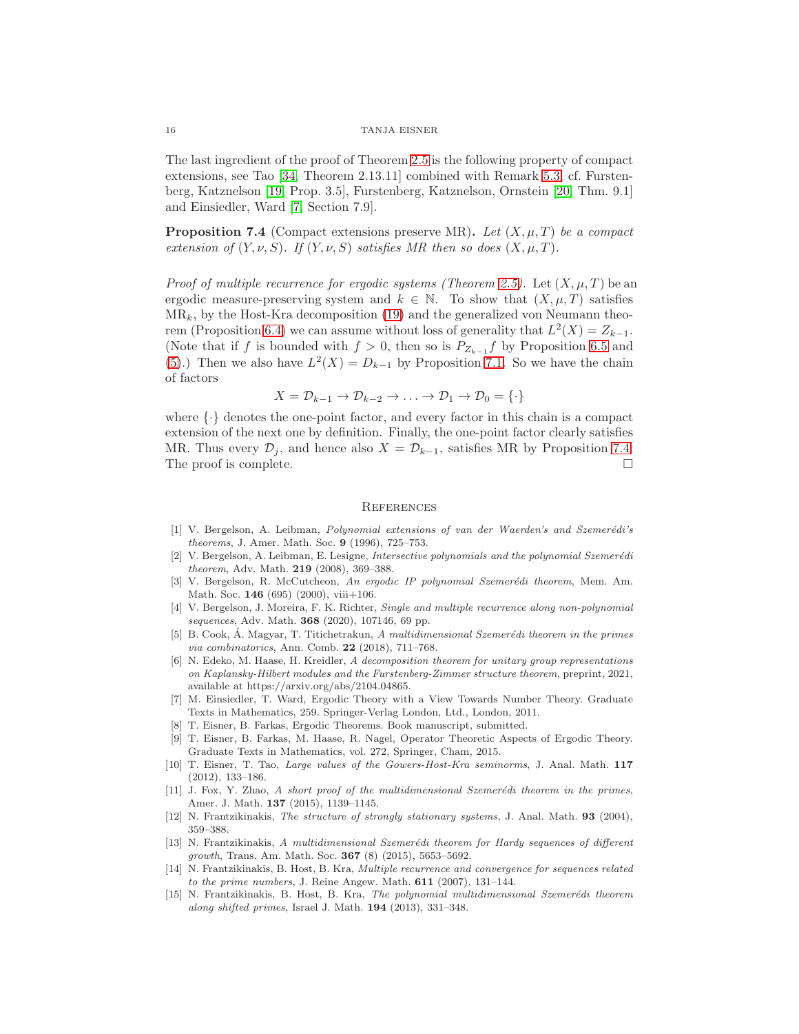The last ingredient of the proof of Theorem 2.5 is the following property of compact extensions, see Tao [34, Theorem 2.13.11] combined with Remark 5.3, cf. Furstenberg, Katznelson [19, Prop. 3.5], Furstenberg, Katznelson, Ornstein [20, Thm. 9.1] and Einsiedler, Ward [7, Section 7.9].

**Proposition 7.4** (Compact extensions preserve MR)**.** *Let $(X, \mu, T)$ be a compact extension of $(Y, \nu, S)$. If $(Y, \nu, S)$ satisfies MR then so does $(X, \mu, T)$.*

*Proof of multiple recurrence for ergodic systems (Theorem 2.5).* Let $(X, \mu, T)$ be an ergodic measure-preserving system and $k \in \mathbb{N}$. To show that $(X, \mu, T)$ satisfies $\mathrm{MR}_k$, by the Host-Kra decomposition (19) and the generalized von Neumann theorem (Proposition 6.4) we can assume without loss of generality that $L^2(X) = Z_{k-1}$. (Note that if $f$ is bounded with $f > 0$, then so is $P_{Z_{k-1}} f$ by Proposition 6.5 and (5).) Then we also have $L^2(X) = D_{k-1}$ by Proposition 7.1. So we have the chain of factors

$$X = \mathcal{D}_{k-1} \to \mathcal{D}_{k-2} \to \ldots \to \mathcal{D}_1 \to \mathcal{D}_0 = \{\cdot\}$$

where $\{\cdot\}$ denotes the one-point factor, and every factor in this chain is a compact extension of the next one by definition. Finally, the one-point factor clearly satisfies MR. Thus every $\mathcal{D}_j$, and hence also $X = \mathcal{D}_{k-1}$, satisfies MR by Proposition 7.4. The proof is complete. □

## References

[1] V. Bergelson, A. Leibman, *Polynomial extensions of van der Waerden's and Szemerédi's theorems*, J. Amer. Math. Soc. **9** (1996), 725–753.

[2] V. Bergelson, A. Leibman, E. Lesigne, *Intersective polynomials and the polynomial Szemerédi theorem*, Adv. Math. **219** (2008), 369–388.

[3] V. Bergelson, R. McCutcheon, *An ergodic IP polynomial Szemerédi theorem*, Mem. Am. Math. Soc. **146** (695) (2000), viii+106.

[4] V. Bergelson, J. Moreira, F. K. Richter, *Single and multiple recurrence along non-polynomial sequences*, Adv. Math. **368** (2020), 107146, 69 pp.

[5] B. Cook, Á. Magyar, T. Titichetrakun, *A multidimensional Szemerédi theorem in the primes via combinatorics*, Ann. Comb. **22** (2018), 711–768.

[6] N. Edeko, M. Haase, H. Kreidler, *A decomposition theorem for unitary group representations on Kaplansky-Hilbert modules and the Furstenberg-Zimmer structure theorem*, preprint, 2021, available at https://arxiv.org/abs/2104.04865.

[7] M. Einsiedler, T. Ward, Ergodic Theory with a View Towards Number Theory. Graduate Texts in Mathematics, 259. Springer-Verlag London, Ltd., London, 2011.

[8] T. Eisner, B. Farkas, Ergodic Theorems. Book manuscript, submitted.

[9] T. Eisner, B. Farkas, M. Haase, R. Nagel, Operator Theoretic Aspects of Ergodic Theory. Graduate Texts in Mathematics, vol. 272, Springer, Cham, 2015.

[10] T. Eisner, T. Tao, *Large values of the Gowers-Host-Kra seminorms*, J. Anal. Math. **117** (2012), 133–186.

[11] J. Fox, Y. Zhao, *A short proof of the multidimensional Szemerédi theorem in the primes*, Amer. J. Math. **137** (2015), 1139–1145.

[12] N. Frantzikinakis, *The structure of strongly stationary systems*, J. Anal. Math. **93** (2004), 359–388.

[13] N. Frantzikinakis, *A multidimensional Szemerédi theorem for Hardy sequences of different growth*, Trans. Am. Math. Soc. **367** (8) (2015), 5653–5692.

[14] N. Frantzikinakis, B. Host, B. Kra, *Multiple recurrence and convergence for sequences related to the prime numbers*, J. Reine Angew. Math. **611** (2007), 131–144.

[15] N. Frantzikinakis, B. Host, B. Kra, *The polynomial multidimensional Szemerédi theorem along shifted primes*, Israel J. Math. **194** (2013), 331–348.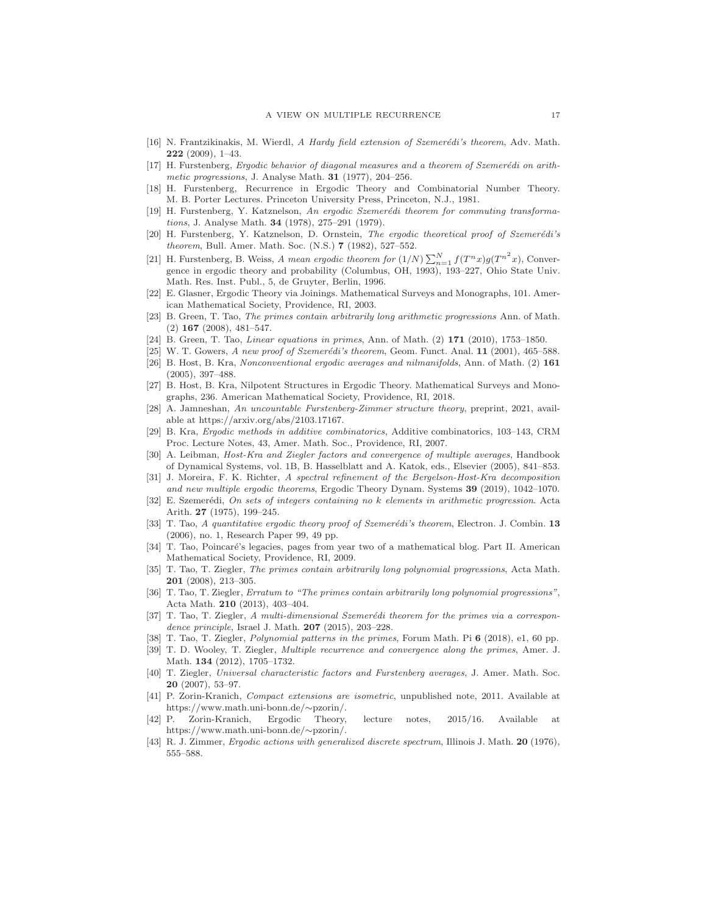[16] N. Frantzikinakis, M. Wierdl, *A Hardy field extension of Szemerédi's theorem*, Adv. Math. **222** (2009), 1–43.

[17] H. Furstenberg, *Ergodic behavior of diagonal measures and a theorem of Szemerédi on arithmetic progressions*, J. Analyse Math. **31** (1977), 204–256.

[18] H. Furstenberg, Recurrence in Ergodic Theory and Combinatorial Number Theory. M. B. Porter Lectures. Princeton University Press, Princeton, N.J., 1981.

[19] H. Furstenberg, Y. Katznelson, *An ergodic Szemerédi theorem for commuting transformations*, J. Analyse Math. **34** (1978), 275–291 (1979).

[20] H. Furstenberg, Y. Katznelson, D. Ornstein, *The ergodic theoretical proof of Szemerédi's theorem*, Bull. Amer. Math. Soc. (N.S.) **7** (1982), 527–552.

[21] H. Furstenberg, B. Weiss, *A mean ergodic theorem for* $(1/N)\sum_{n=1}^{N} f(T^n x)g(T^{n^2}x)$, Convergence in ergodic theory and probability (Columbus, OH, 1993), 193–227, Ohio State Univ. Math. Res. Inst. Publ., 5, de Gruyter, Berlin, 1996.

[22] E. Glasner, Ergodic Theory via Joinings. Mathematical Surveys and Monographs, 101. American Mathematical Society, Providence, RI, 2003.

[23] B. Green, T. Tao, *The primes contain arbitrarily long arithmetic progressions* Ann. of Math. (2) **167** (2008), 481–547.

[24] B. Green, T. Tao, *Linear equations in primes*, Ann. of Math. (2) **171** (2010), 1753–1850.

[25] W. T. Gowers, *A new proof of Szemerédi's theorem*, Geom. Funct. Anal. **11** (2001), 465–588.

[26] B. Host, B. Kra, *Nonconventional ergodic averages and nilmanifolds*, Ann. of Math. (2) **161** (2005), 397–488.

[27] B. Host, B. Kra, Nilpotent Structures in Ergodic Theory. Mathematical Surveys and Monographs, 236. American Mathematical Society, Providence, RI, 2018.

[28] A. Jamneshan, *An uncountable Furstenberg-Zimmer structure theory*, preprint, 2021, available at https://arxiv.org/abs/2103.17167.

[29] B. Kra, *Ergodic methods in additive combinatorics*, Additive combinatorics, 103–143, CRM Proc. Lecture Notes, 43, Amer. Math. Soc., Providence, RI, 2007.

[30] A. Leibman, *Host-Kra and Ziegler factors and convergence of multiple averages*, Handbook of Dynamical Systems, vol. 1B, B. Hasselblatt and A. Katok, eds., Elsevier (2005), 841–853.

[31] J. Moreira, F. K. Richter, *A spectral refinement of the Bergelson-Host-Kra decomposition and new multiple ergodic theorems*, Ergodic Theory Dynam. Systems **39** (2019), 1042–1070.

[32] E. Szemerédi, *On sets of integers containing no k elements in arithmetic progression*. Acta Arith. **27** (1975), 199–245.

[33] T. Tao, *A quantitative ergodic theory proof of Szemerédi's theorem*, Electron. J. Combin. **13** (2006), no. 1, Research Paper 99, 49 pp.

[34] T. Tao, Poincaré's legacies, pages from year two of a mathematical blog. Part II. American Mathematical Society, Providence, RI, 2009.

[35] T. Tao, T. Ziegler, *The primes contain arbitrarily long polynomial progressions*, Acta Math. **201** (2008), 213–305.

[36] T. Tao, T. Ziegler, *Erratum to "The primes contain arbitrarily long polynomial progressions"*, Acta Math. **210** (2013), 403–404.

[37] T. Tao, T. Ziegler, *A multi-dimensional Szemerédi theorem for the primes via a correspondence principle*, Israel J. Math. **207** (2015), 203–228.

[38] T. Tao, T. Ziegler, *Polynomial patterns in the primes*, Forum Math. Pi **6** (2018), e1, 60 pp.

[39] T. D. Wooley, T. Ziegler, *Multiple recurrence and convergence along the primes*, Amer. J. Math. **134** (2012), 1705–1732.

[40] T. Ziegler, *Universal characteristic factors and Furstenberg averages*, J. Amer. Math. Soc. **20** (2007), 53–97.

[41] P. Zorin-Kranich, *Compact extensions are isometric*, unpublished note, 2011. Available at https://www.math.uni-bonn.de/∼pzorin/.

[42] P. Zorin-Kranich, Ergodic Theory, lecture notes, 2015/16. Available at https://www.math.uni-bonn.de/∼pzorin/.

[43] R. J. Zimmer, *Ergodic actions with generalized discrete spectrum*, Illinois J. Math. **20** (1976), 555–588.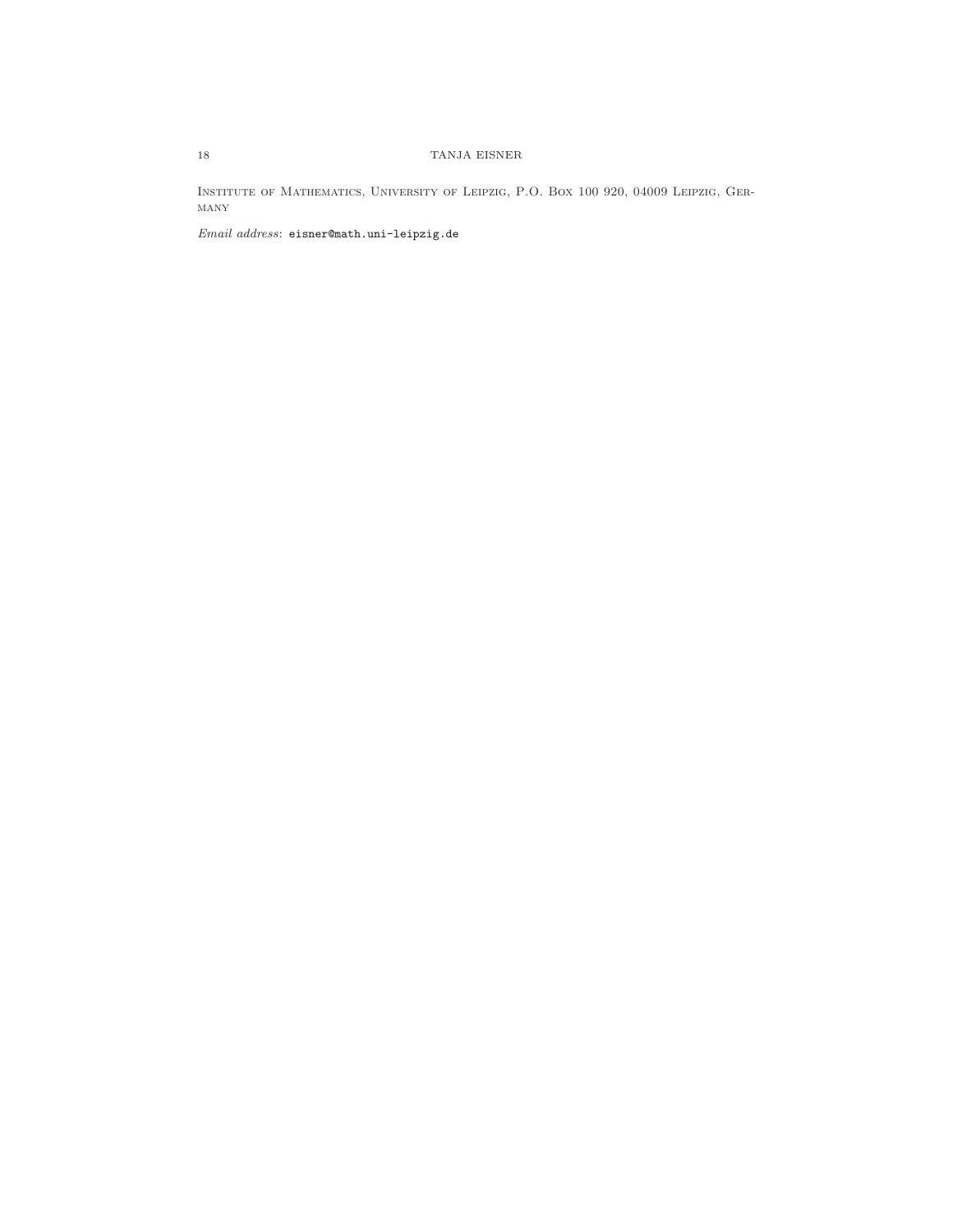Institute of Mathematics, University of Leipzig, P.O. Box 100 920, 04009 Leipzig, Germany

*Email address*: eisner@math.uni-leipzig.de